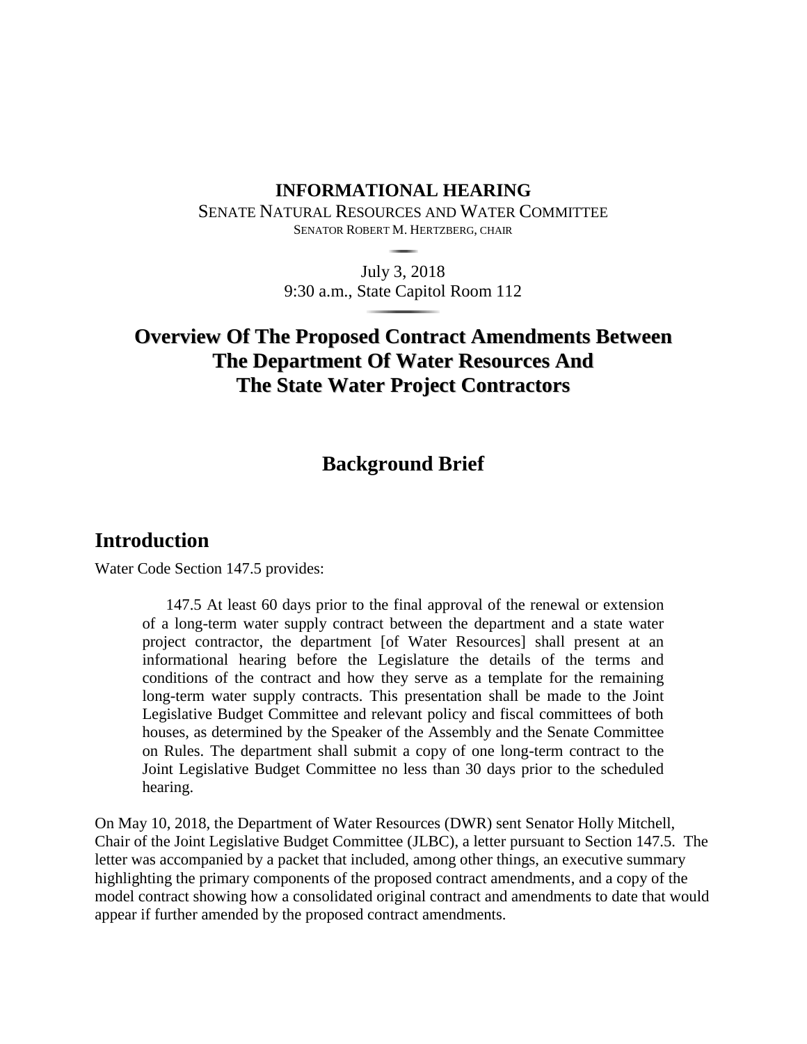**INFORMATIONAL HEARING**

SENATE NATURAL RESOURCES AND WATER COMMITTEE

SENATOR ROBERT M. HERTZBERG, CHAIR

July 3, 2018

9:30 a.m., State Capitol Room 112

# Overview Of The Proposed Contract Amendments Between The Department Of Water Resources And The State Water Project Contractors

## Background Brief

## Introduction

Water Code Section 147.5 provides:

> 147.5 At least 60 days prior to the final approval of the renewal or extension of a long-term water supply contract between the department and a state water project contractor, the department [of Water Resources] shall present at an informational hearing before the Legislature the details of the terms and conditions of the contract and how they serve as a template for the remaining long-term water supply contracts. This presentation shall be made to the Joint Legislative Budget Committee and relevant policy and fiscal committees of both houses, as determined by the Speaker of the Assembly and the Senate Committee on Rules. The department shall submit a copy of one long-term contract to the Joint Legislative Budget Committee no less than 30 days prior to the scheduled hearing.

On May 10, 2018, the Department of Water Resources (DWR) sent Senator Holly Mitchell, Chair of the Joint Legislative Budget Committee (JLBC), a letter pursuant to Section 147.5. The letter was accompanied by a packet that included, among other things, an executive summary highlighting the primary components of the proposed contract amendments, and a copy of the model contract showing how a consolidated original contract and amendments to date that would appear if further amended by the proposed contract amendments.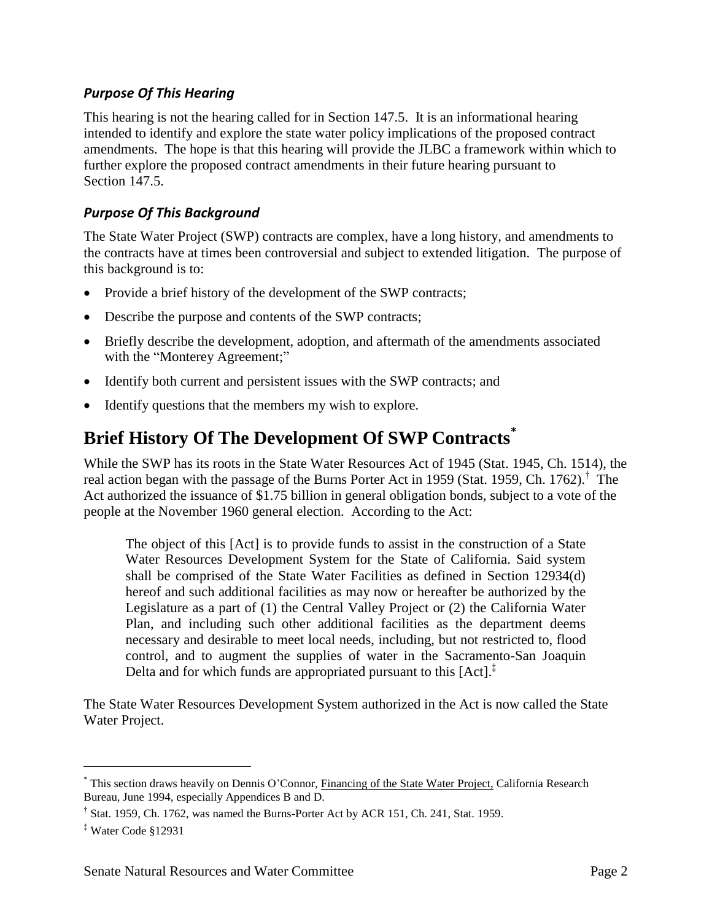### *Purpose Of This Hearing*

This hearing is not the hearing called for in Section 147.5. It is an informational hearing intended to identify and explore the state water policy implications of the proposed contract amendments. The hope is that this hearing will provide the JLBC a framework within which to further explore the proposed contract amendments in their future hearing pursuant to Section 147.5.

### *Purpose Of This Background*

The State Water Project (SWP) contracts are complex, have a long history, and amendments to the contracts have at times been controversial and subject to extended litigation. The purpose of this background is to:

- Provide a brief history of the development of the SWP contracts;
- Describe the purpose and contents of the SWP contracts;
- Briefly describe the development, adoption, and aftermath of the amendments associated with the "Monterey Agreement;"
- Identify both current and persistent issues with the SWP contracts; and
- Identify questions that the members my wish to explore.

# Brief History Of The Development Of SWP Contracts[*]

While the SWP has its roots in the State Water Resources Act of 1945 (Stat. 1945, Ch. 1514), the real action began with the passage of the Burns Porter Act in 1959 (Stat. 1959, Ch. 1762).[†] The Act authorized the issuance of $1.75 billion in general obligation bonds, subject to a vote of the people at the November 1960 general election. According to the Act:

> The object of this [Act] is to provide funds to assist in the construction of a State Water Resources Development System for the State of California. Said system shall be comprised of the State Water Facilities as defined in Section 12934(d) hereof and such additional facilities as may now or hereafter be authorized by the Legislature as a part of (1) the Central Valley Project or (2) the California Water Plan, and including such other additional facilities as the department deems necessary and desirable to meet local needs, including, but not restricted to, flood control, and to augment the supplies of water in the Sacramento-San Joaquin Delta and for which funds are appropriated pursuant to this [Act].[‡]

The State Water Resources Development System authorized in the Act is now called the State Water Project.

---

[*] This section draws heavily on Dennis O'Connor, Financing of the State Water Project, California Research Bureau, June 1994, especially Appendices B and D.

[†] Stat. 1959, Ch. 1762, was named the Burns-Porter Act by ACR 151, Ch. 241, Stat. 1959.

[‡] Water Code §12931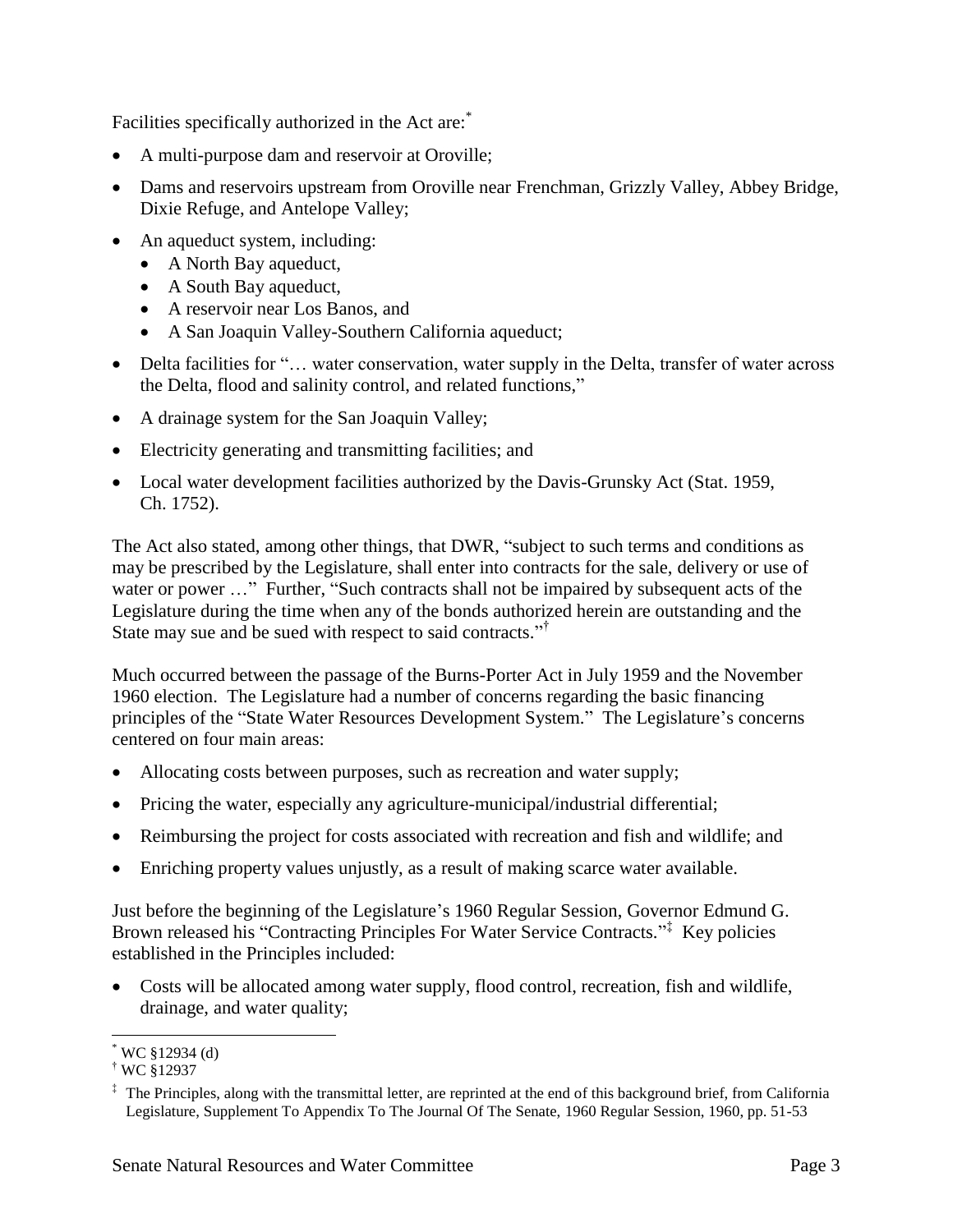Facilities specifically authorized in the Act are:[*]

- A multi-purpose dam and reservoir at Oroville;
- Dams and reservoirs upstream from Oroville near Frenchman, Grizzly Valley, Abbey Bridge, Dixie Refuge, and Antelope Valley;
- An aqueduct system, including:
  - A North Bay aqueduct,
  - A South Bay aqueduct,
  - A reservoir near Los Banos, and
  - A San Joaquin Valley-Southern California aqueduct;
- Delta facilities for "… water conservation, water supply in the Delta, transfer of water across the Delta, flood and salinity control, and related functions,"
- A drainage system for the San Joaquin Valley;
- Electricity generating and transmitting facilities; and
- Local water development facilities authorized by the Davis-Grunsky Act (Stat. 1959, Ch. 1752).

The Act also stated, among other things, that DWR, "subject to such terms and conditions as may be prescribed by the Legislature, shall enter into contracts for the sale, delivery or use of water or power …" Further, "Such contracts shall not be impaired by subsequent acts of the Legislature during the time when any of the bonds authorized herein are outstanding and the State may sue and be sued with respect to said contracts."[†]

Much occurred between the passage of the Burns-Porter Act in July 1959 and the November 1960 election. The Legislature had a number of concerns regarding the basic financing principles of the "State Water Resources Development System." The Legislature's concerns centered on four main areas:

- Allocating costs between purposes, such as recreation and water supply;
- Pricing the water, especially any agriculture-municipal/industrial differential;
- Reimbursing the project for costs associated with recreation and fish and wildlife; and
- Enriching property values unjustly, as a result of making scarce water available.

Just before the beginning of the Legislature's 1960 Regular Session, Governor Edmund G. Brown released his "Contracting Principles For Water Service Contracts."[‡] Key policies established in the Principles included:

- Costs will be allocated among water supply, flood control, recreation, fish and wildlife, drainage, and water quality;

---

[*] WC §12934 (d)

[†] WC §12937

[‡] The Principles, along with the transmittal letter, are reprinted at the end of this background brief, from California Legislature, Supplement To Appendix To The Journal Of The Senate, 1960 Regular Session, 1960, pp. 51-53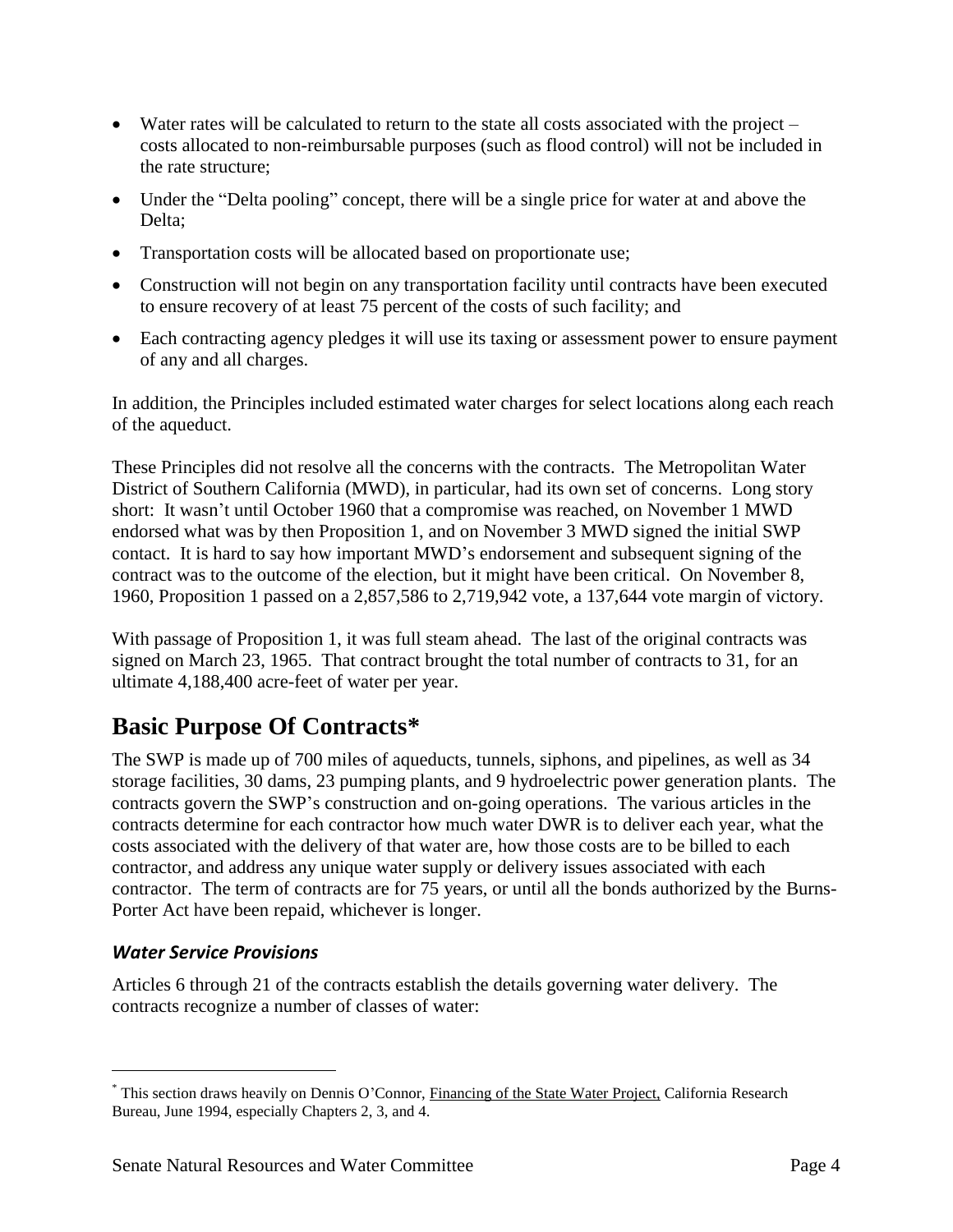- Water rates will be calculated to return to the state all costs associated with the project – costs allocated to non-reimbursable purposes (such as flood control) will not be included in the rate structure;
- Under the "Delta pooling" concept, there will be a single price for water at and above the Delta;
- Transportation costs will be allocated based on proportionate use;
- Construction will not begin on any transportation facility until contracts have been executed to ensure recovery of at least 75 percent of the costs of such facility; and
- Each contracting agency pledges it will use its taxing or assessment power to ensure payment of any and all charges.

In addition, the Principles included estimated water charges for select locations along each reach of the aqueduct.

These Principles did not resolve all the concerns with the contracts. The Metropolitan Water District of Southern California (MWD), in particular, had its own set of concerns. Long story short: It wasn't until October 1960 that a compromise was reached, on November 1 MWD endorsed what was by then Proposition 1, and on November 3 MWD signed the initial SWP contact. It is hard to say how important MWD's endorsement and subsequent signing of the contract was to the outcome of the election, but it might have been critical. On November 8, 1960, Proposition 1 passed on a 2,857,586 to 2,719,942 vote, a 137,644 vote margin of victory.

With passage of Proposition 1, it was full steam ahead. The last of the original contracts was signed on March 23, 1965. That contract brought the total number of contracts to 31, for an ultimate 4,188,400 acre-feet of water per year.

## Basic Purpose Of Contracts*

The SWP is made up of 700 miles of aqueducts, tunnels, siphons, and pipelines, as well as 34 storage facilities, 30 dams, 23 pumping plants, and 9 hydroelectric power generation plants. The contracts govern the SWP's construction and on-going operations. The various articles in the contracts determine for each contractor how much water DWR is to deliver each year, what the costs associated with the delivery of that water are, how those costs are to be billed to each contractor, and address any unique water supply or delivery issues associated with each contractor. The term of contracts are for 75 years, or until all the bonds authorized by the Burns-Porter Act have been repaid, whichever is longer.

### *Water Service Provisions*

Articles 6 through 21 of the contracts establish the details governing water delivery. The contracts recognize a number of classes of water:

---

* This section draws heavily on Dennis O'Connor, Financing of the State Water Project, California Research Bureau, June 1994, especially Chapters 2, 3, and 4.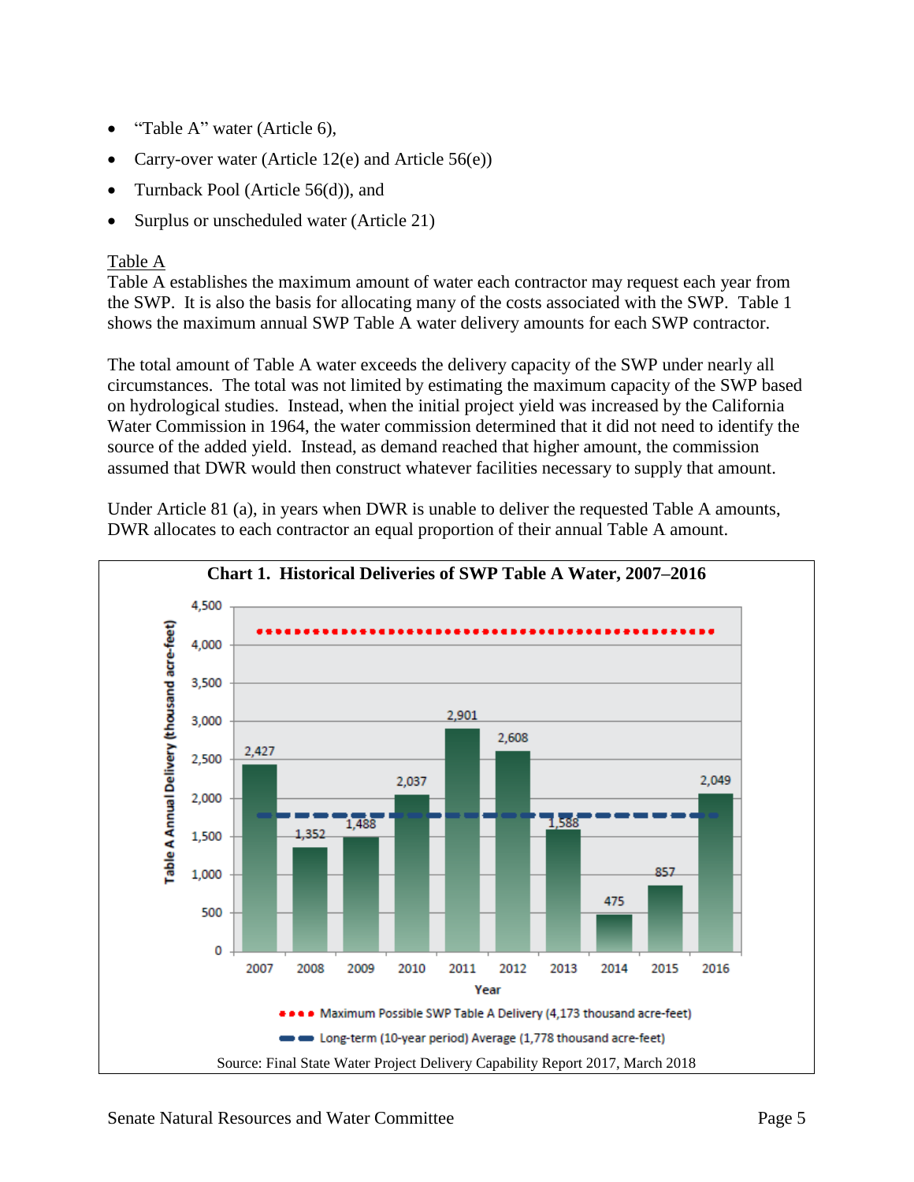- "Table A" water (Article 6),
- Carry-over water (Article 12(e) and Article 56(e))
- Turnback Pool (Article 56(d)), and
- Surplus or unscheduled water (Article 21)

Table A

Table A establishes the maximum amount of water each contractor may request each year from the SWP. It is also the basis for allocating many of the costs associated with the SWP. Table 1 shows the maximum annual SWP Table A water delivery amounts for each SWP contractor.

The total amount of Table A water exceeds the delivery capacity of the SWP under nearly all circumstances. The total was not limited by estimating the maximum capacity of the SWP based on hydrological studies. Instead, when the initial project yield was increased by the California Water Commission in 1964, the water commission determined that it did not need to identify the source of the added yield. Instead, as demand reached that higher amount, the commission assumed that DWR would then construct whatever facilities necessary to supply that amount.

Under Article 81 (a), in years when DWR is unable to deliver the requested Table A amounts, DWR allocates to each contractor an equal proportion of their annual Table A amount.

**Chart 1. Historical Deliveries of SWP Table A Water, 2007–2016**

| Year | Table A Annual Delivery (thousand acre-feet) |
|---|---|
| 2007 | 2,427 |
| 2008 | 1,352 |
| 2009 | 1,488 |
| 2010 | 2,037 |
| 2011 | 2,901 |
| 2012 | 2,608 |
| 2013 | 1,588 |
| 2014 | 475 |
| 2015 | 857 |
| 2016 | 2,049 |

Maximum Possible SWP Table A Delivery (4,173 thousand acre-feet)

Long-term (10-year period) Average (1,778 thousand acre-feet)

Source: Final State Water Project Delivery Capability Report 2017, March 2018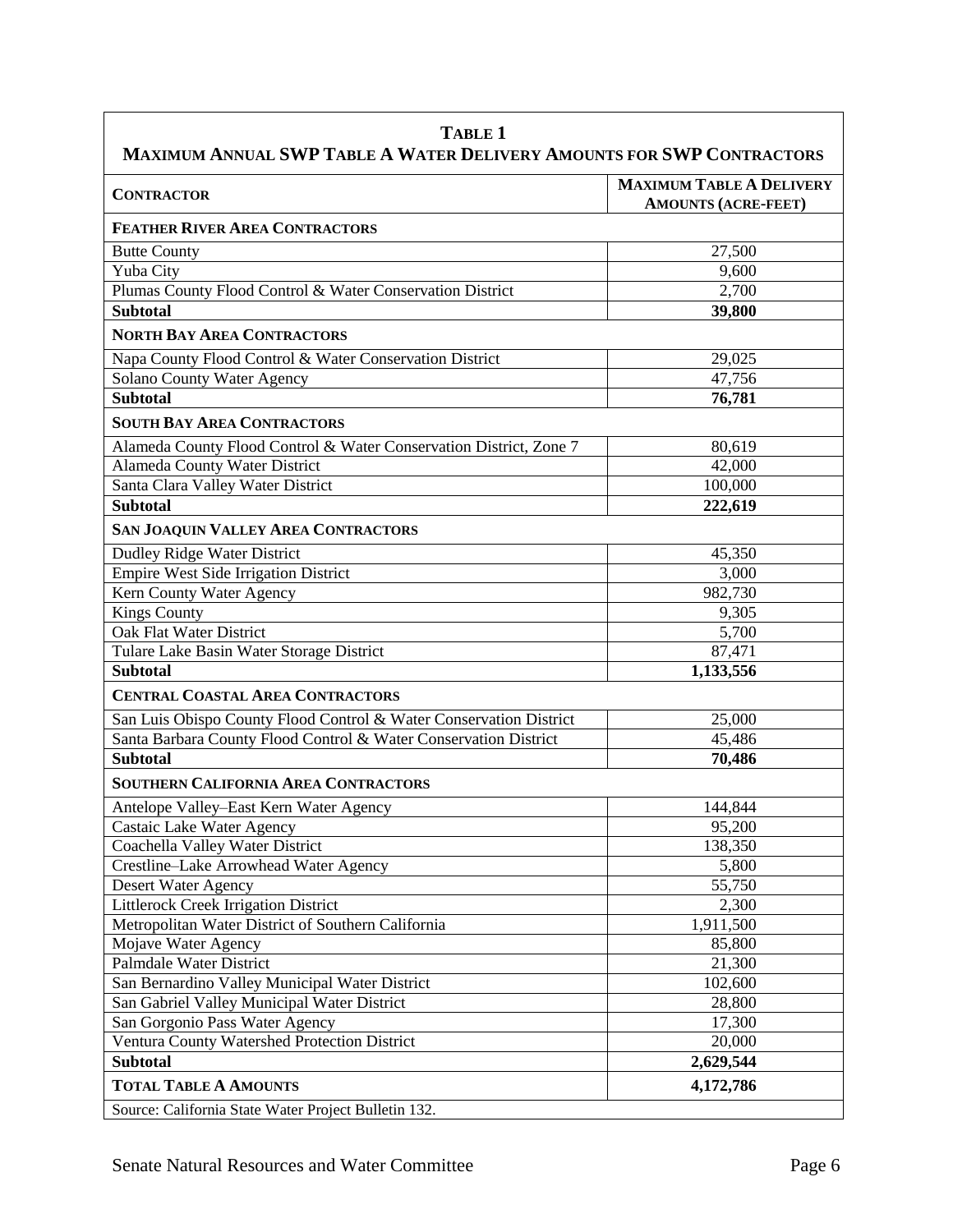**TABLE 1**
**MAXIMUM ANNUAL SWP TABLE A WATER DELIVERY AMOUNTS FOR SWP CONTRACTORS**

| CONTRACTOR | MAXIMUM TABLE A DELIVERY AMOUNTS (ACRE-FEET) |
|---|---|
| **FEATHER RIVER AREA CONTRACTORS** | |
| Butte County | 27,500 |
| Yuba City | 9,600 |
| Plumas County Flood Control & Water Conservation District | 2,700 |
| **Subtotal** | **39,800** |
| **NORTH BAY AREA CONTRACTORS** | |
| Napa County Flood Control & Water Conservation District | 29,025 |
| Solano County Water Agency | 47,756 |
| **Subtotal** | **76,781** |
| **SOUTH BAY AREA CONTRACTORS** | |
| Alameda County Flood Control & Water Conservation District, Zone 7 | 80,619 |
| Alameda County Water District | 42,000 |
| Santa Clara Valley Water District | 100,000 |
| **Subtotal** | **222,619** |
| **SAN JOAQUIN VALLEY AREA CONTRACTORS** | |
| Dudley Ridge Water District | 45,350 |
| Empire West Side Irrigation District | 3,000 |
| Kern County Water Agency | 982,730 |
| Kings County | 9,305 |
| Oak Flat Water District | 5,700 |
| Tulare Lake Basin Water Storage District | 87,471 |
| **Subtotal** | **1,133,556** |
| **CENTRAL COASTAL AREA CONTRACTORS** | |
| San Luis Obispo County Flood Control & Water Conservation District | 25,000 |
| Santa Barbara County Flood Control & Water Conservation District | 45,486 |
| **Subtotal** | **70,486** |
| **SOUTHERN CALIFORNIA AREA CONTRACTORS** | |
| Antelope Valley–East Kern Water Agency | 144,844 |
| Castaic Lake Water Agency | 95,200 |
| Coachella Valley Water District | 138,350 |
| Crestline–Lake Arrowhead Water Agency | 5,800 |
| Desert Water Agency | 55,750 |
| Littlerock Creek Irrigation District | 2,300 |
| Metropolitan Water District of Southern California | 1,911,500 |
| Mojave Water Agency | 85,800 |
| Palmdale Water District | 21,300 |
| San Bernardino Valley Municipal Water District | 102,600 |
| San Gabriel Valley Municipal Water District | 28,800 |
| San Gorgonio Pass Water Agency | 17,300 |
| Ventura County Watershed Protection District | 20,000 |
| **Subtotal** | **2,629,544** |
| **TOTAL TABLE A AMOUNTS** | **4,172,786** |

Source: California State Water Project Bulletin 132.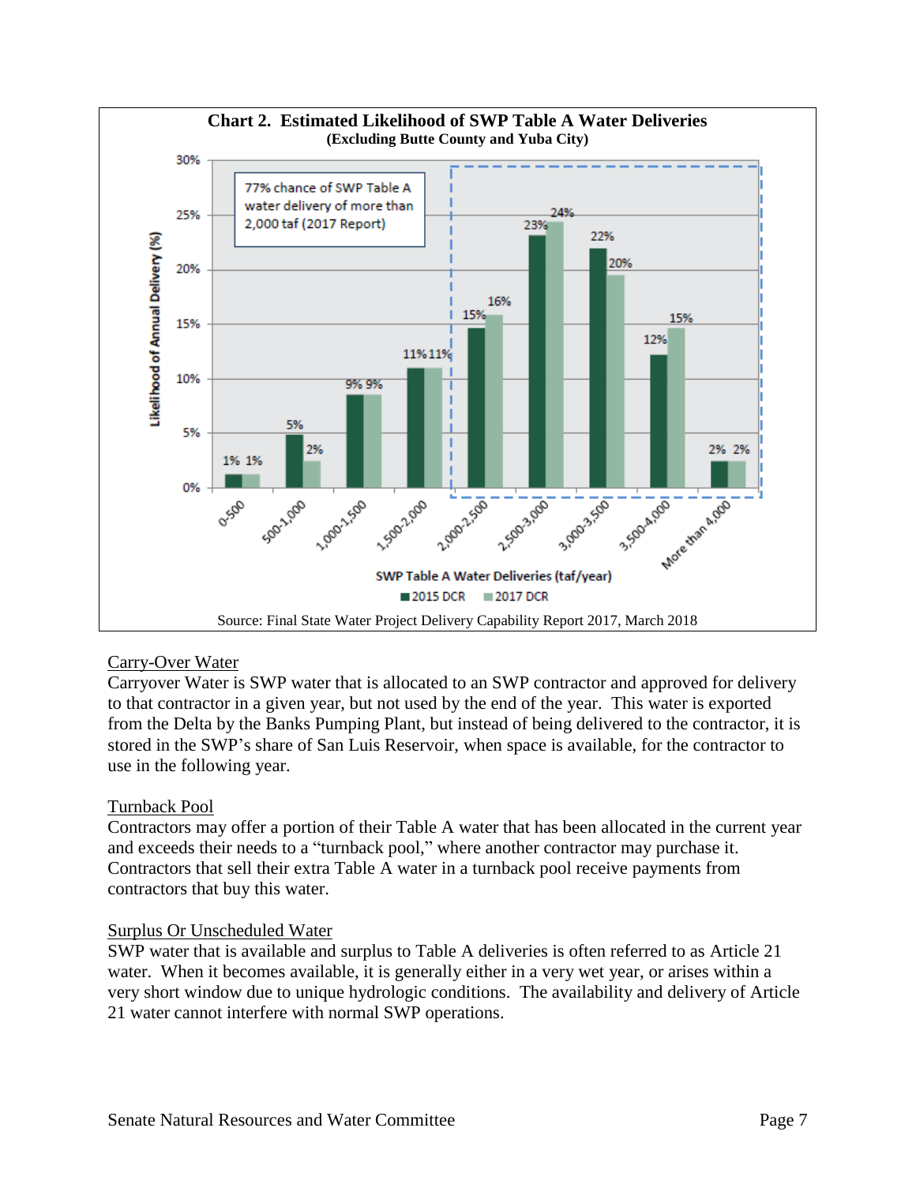**Chart 2. Estimated Likelihood of SWP Table A Water Deliveries**
**(Excluding Butte County and Yuba City)**

77% chance of SWP Table A water delivery of more than 2,000 taf (2017 Report)

| SWP Table A Water Deliveries (taf/year) | 2015 DCR | 2017 DCR |
|---|---|---|
| 0-500 | 1% | 1% |
| 500-1,000 | 5% | 2% |
| 1,000-1,500 | 9% | 9% |
| 1,500-2,000 | 11% | 11% |
| 2,000-2,500 | 15% | 16% |
| 2,500-3,000 | 23% | 24% |
| 3,000-3,500 | 22% | 20% |
| 3,500-4,000 | 12% | 15% |
| More than 4,000 | 2% | 2% |

Likelihood of Annual Delivery (%)

Source: Final State Water Project Delivery Capability Report 2017, March 2018

Carry-Over Water

Carryover Water is SWP water that is allocated to an SWP contractor and approved for delivery to that contractor in a given year, but not used by the end of the year. This water is exported from the Delta by the Banks Pumping Plant, but instead of being delivered to the contractor, it is stored in the SWP's share of San Luis Reservoir, when space is available, for the contractor to use in the following year.

Turnback Pool

Contractors may offer a portion of their Table A water that has been allocated in the current year and exceeds their needs to a "turnback pool," where another contractor may purchase it. Contractors that sell their extra Table A water in a turnback pool receive payments from contractors that buy this water.

Surplus Or Unscheduled Water

SWP water that is available and surplus to Table A deliveries is often referred to as Article 21 water. When it becomes available, it is generally either in a very wet year, or arises within a very short window due to unique hydrologic conditions. The availability and delivery of Article 21 water cannot interfere with normal SWP operations.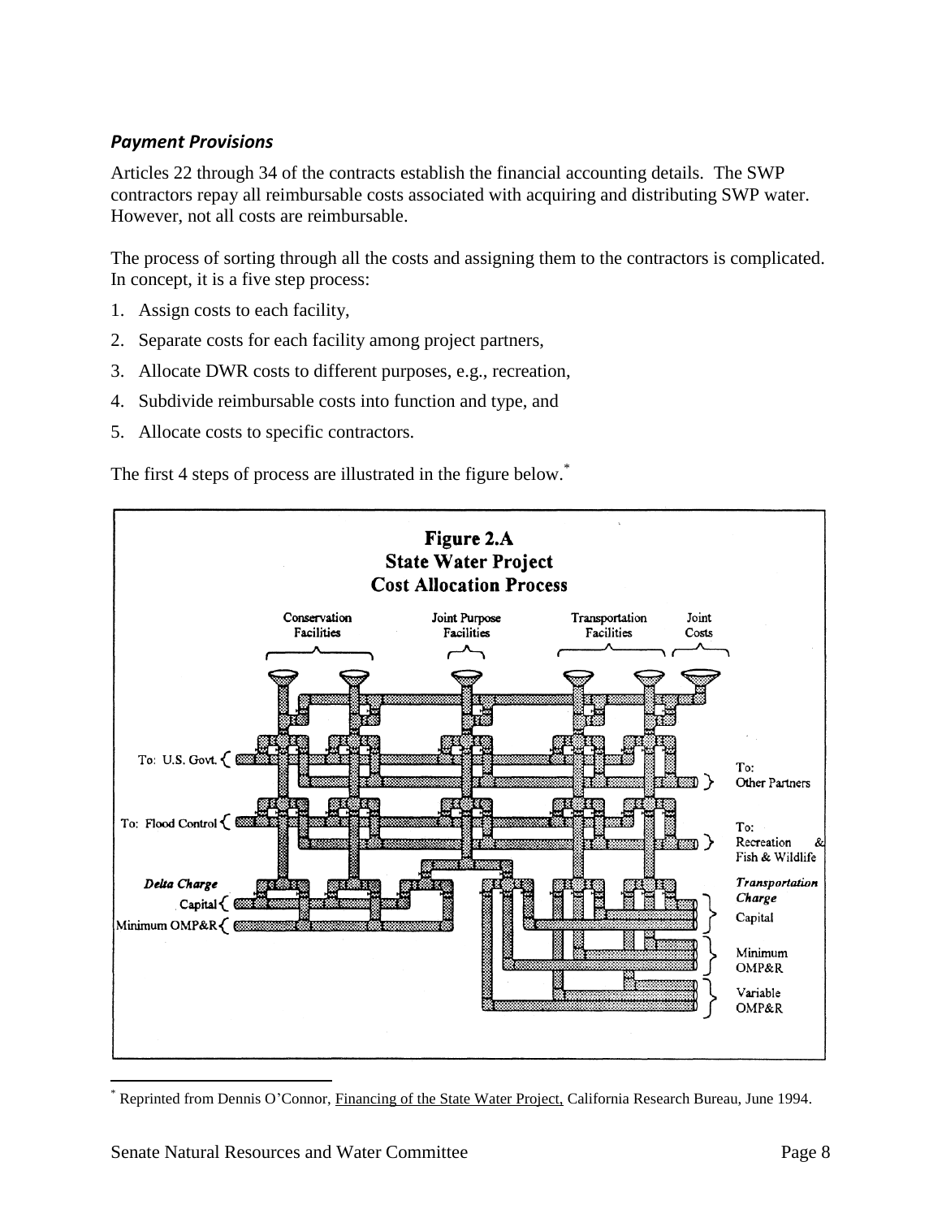### *Payment Provisions*

Articles 22 through 34 of the contracts establish the financial accounting details. The SWP contractors repay all reimbursable costs associated with acquiring and distributing SWP water. However, not all costs are reimbursable.

The process of sorting through all the costs and assigning them to the contractors is complicated. In concept, it is a five step process:

1. Assign costs to each facility,
2. Separate costs for each facility among project partners,
3. Allocate DWR costs to different purposes, e.g., recreation,
4. Subdivide reimbursable costs into function and type, and
5. Allocate costs to specific contractors.

The first 4 steps of process are illustrated in the figure below.*

**Figure 2.A**
**State Water Project**
**Cost Allocation Process**

Conservation Facilities | Joint Purpose Facilities | Transportation Facilities | Joint Costs

To: U.S. Govt. | To: Other Partners

To: Flood Control | To: Recreation & Fish & Wildlife

*Delta Charge*: Capital; Minimum OMP&R

*Transportation Charge*: Capital; Minimum OMP&R; Variable OMP&R

---

* Reprinted from Dennis O'Connor, Financing of the State Water Project, California Research Bureau, June 1994.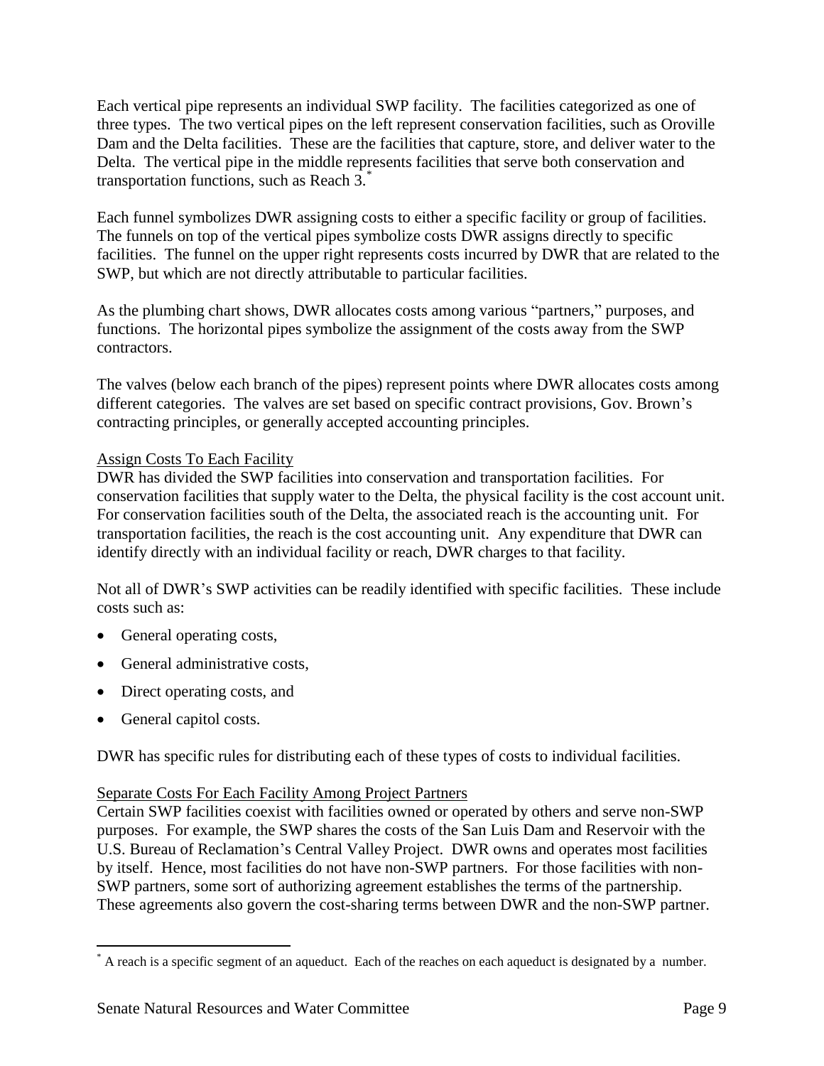Each vertical pipe represents an individual SWP facility. The facilities categorized as one of three types. The two vertical pipes on the left represent conservation facilities, such as Oroville Dam and the Delta facilities. These are the facilities that capture, store, and deliver water to the Delta. The vertical pipe in the middle represents facilities that serve both conservation and transportation functions, such as Reach 3.*

Each funnel symbolizes DWR assigning costs to either a specific facility or group of facilities. The funnels on top of the vertical pipes symbolize costs DWR assigns directly to specific facilities. The funnel on the upper right represents costs incurred by DWR that are related to the SWP, but which are not directly attributable to particular facilities.

As the plumbing chart shows, DWR allocates costs among various "partners," purposes, and functions. The horizontal pipes symbolize the assignment of the costs away from the SWP contractors.

The valves (below each branch of the pipes) represent points where DWR allocates costs among different categories. The valves are set based on specific contract provisions, Gov. Brown's contracting principles, or generally accepted accounting principles.

<u>Assign Costs To Each Facility</u>

DWR has divided the SWP facilities into conservation and transportation facilities. For conservation facilities that supply water to the Delta, the physical facility is the cost account unit. For conservation facilities south of the Delta, the associated reach is the accounting unit. For transportation facilities, the reach is the cost accounting unit. Any expenditure that DWR can identify directly with an individual facility or reach, DWR charges to that facility.

Not all of DWR's SWP activities can be readily identified with specific facilities. These include costs such as:

- General operating costs,
- General administrative costs,
- Direct operating costs, and
- General capitol costs.

DWR has specific rules for distributing each of these types of costs to individual facilities.

<u>Separate Costs For Each Facility Among Project Partners</u>

Certain SWP facilities coexist with facilities owned or operated by others and serve non-SWP purposes. For example, the SWP shares the costs of the San Luis Dam and Reservoir with the U.S. Bureau of Reclamation's Central Valley Project. DWR owns and operates most facilities by itself. Hence, most facilities do not have non-SWP partners. For those facilities with non-SWP partners, some sort of authorizing agreement establishes the terms of the partnership. These agreements also govern the cost-sharing terms between DWR and the non-SWP partner.

* A reach is a specific segment of an aqueduct. Each of the reaches on each aqueduct is designated by a number.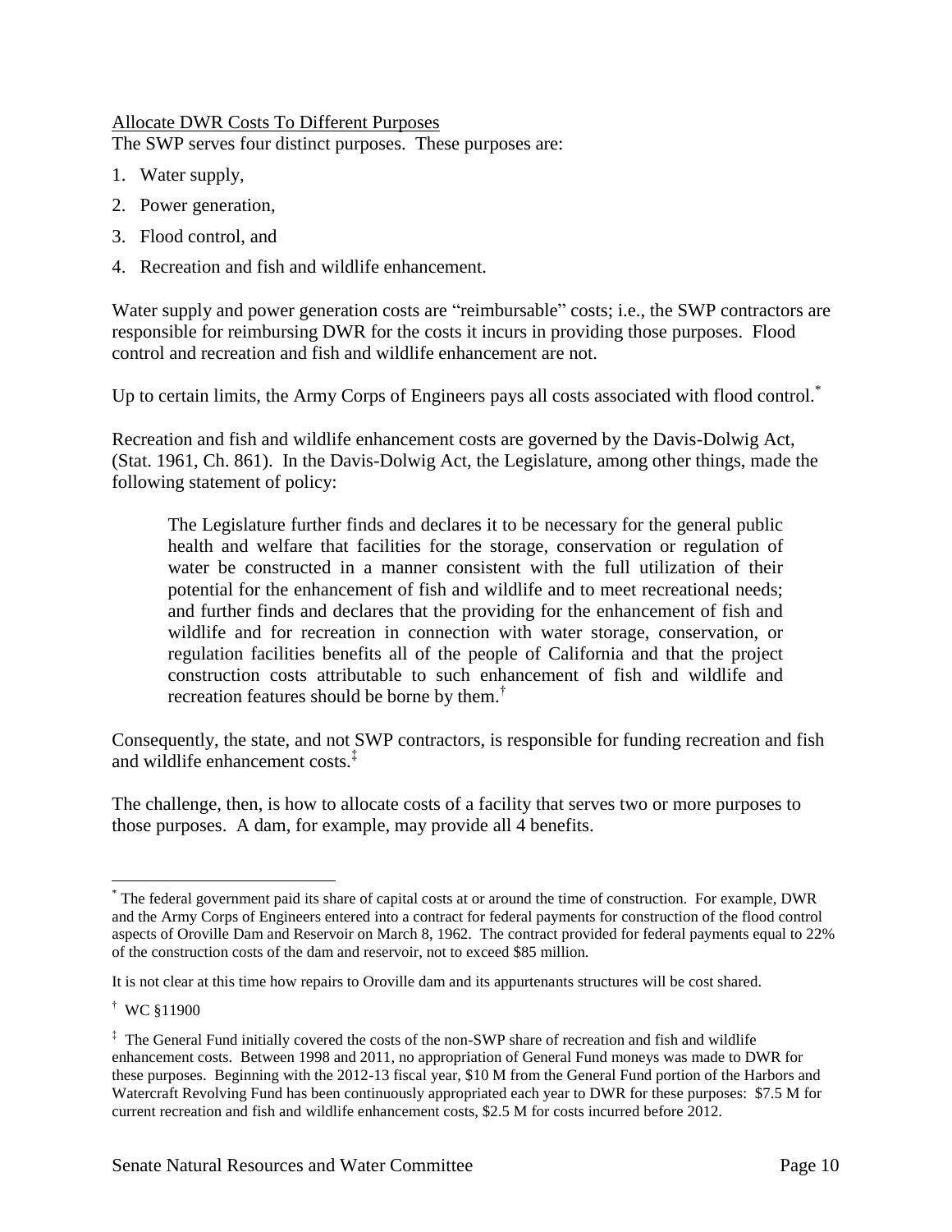Allocate DWR Costs To Different Purposes

The SWP serves four distinct purposes. These purposes are:

1. Water supply,
2. Power generation,
3. Flood control, and
4. Recreation and fish and wildlife enhancement.

Water supply and power generation costs are "reimbursable" costs; i.e., the SWP contractors are responsible for reimbursing DWR for the costs it incurs in providing those purposes. Flood control and recreation and fish and wildlife enhancement are not.

Up to certain limits, the Army Corps of Engineers pays all costs associated with flood control.[*]

Recreation and fish and wildlife enhancement costs are governed by the Davis-Dolwig Act, (Stat. 1961, Ch. 861). In the Davis-Dolwig Act, the Legislature, among other things, made the following statement of policy:

> The Legislature further finds and declares it to be necessary for the general public health and welfare that facilities for the storage, conservation or regulation of water be constructed in a manner consistent with the full utilization of their potential for the enhancement of fish and wildlife and to meet recreational needs; and further finds and declares that the providing for the enhancement of fish and wildlife and for recreation in connection with water storage, conservation, or regulation facilities benefits all of the people of California and that the project construction costs attributable to such enhancement of fish and wildlife and recreation features should be borne by them.[†]

Consequently, the state, and not SWP contractors, is responsible for funding recreation and fish and wildlife enhancement costs.[‡]

The challenge, then, is how to allocate costs of a facility that serves two or more purposes to those purposes. A dam, for example, may provide all 4 benefits.

---

[*] The federal government paid its share of capital costs at or around the time of construction. For example, DWR and the Army Corps of Engineers entered into a contract for federal payments for construction of the flood control aspects of Oroville Dam and Reservoir on March 8, 1962. The contract provided for federal payments equal to 22% of the construction costs of the dam and reservoir, not to exceed $85 million.

It is not clear at this time how repairs to Oroville dam and its appurtenants structures will be cost shared.

[†] WC §11900

[‡] The General Fund initially covered the costs of the non-SWP share of recreation and fish and wildlife enhancement costs. Between 1998 and 2011, no appropriation of General Fund moneys was made to DWR for these purposes. Beginning with the 2012-13 fiscal year, $10 M from the General Fund portion of the Harbors and Watercraft Revolving Fund has been continuously appropriated each year to DWR for these purposes: $7.5 M for current recreation and fish and wildlife enhancement costs, $2.5 M for costs incurred before 2012.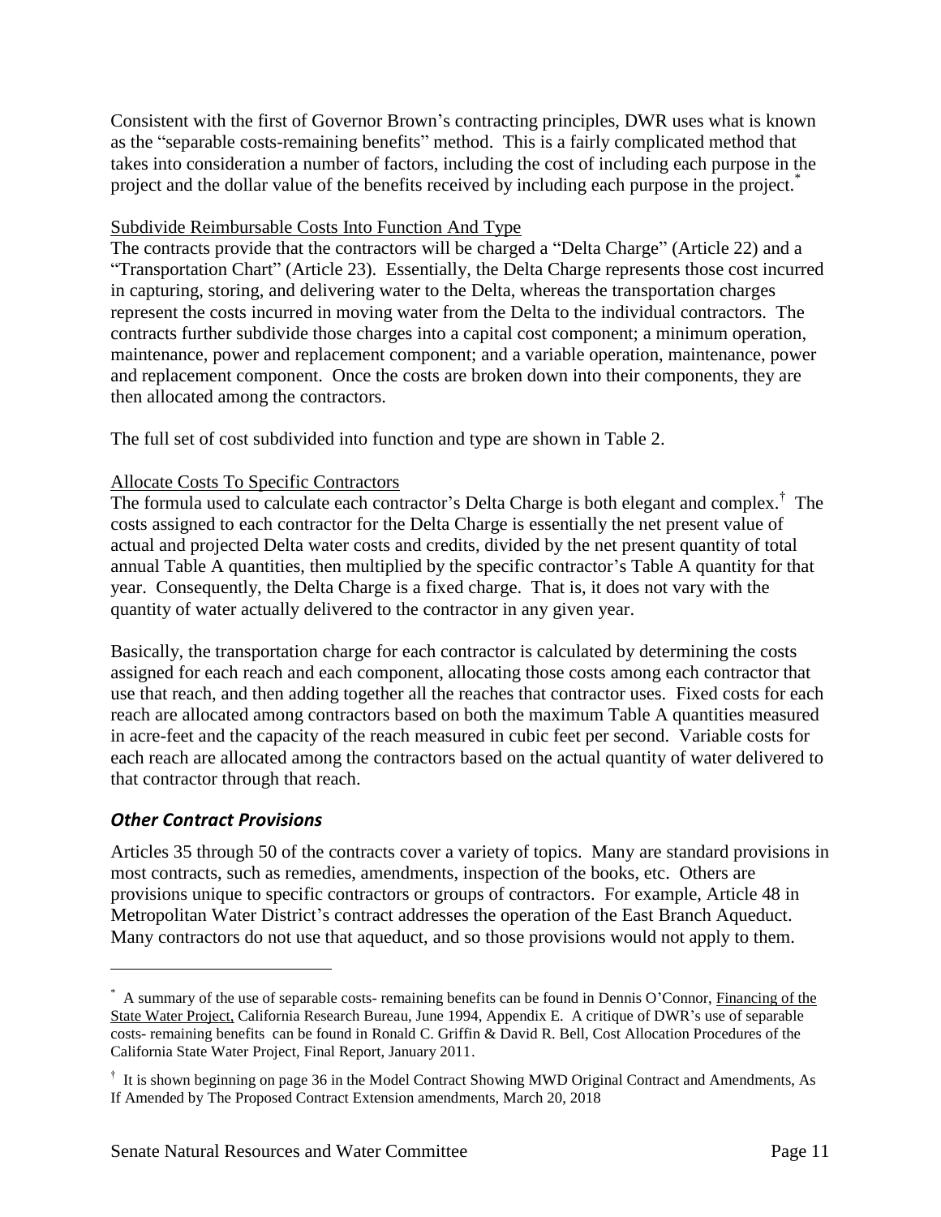Consistent with the first of Governor Brown's contracting principles, DWR uses what is known as the "separable costs-remaining benefits" method. This is a fairly complicated method that takes into consideration a number of factors, including the cost of including each purpose in the project and the dollar value of the benefits received by including each purpose in the project.[*]

Subdivide Reimbursable Costs Into Function And Type

The contracts provide that the contractors will be charged a "Delta Charge" (Article 22) and a "Transportation Chart" (Article 23). Essentially, the Delta Charge represents those cost incurred in capturing, storing, and delivering water to the Delta, whereas the transportation charges represent the costs incurred in moving water from the Delta to the individual contractors. The contracts further subdivide those charges into a capital cost component; a minimum operation, maintenance, power and replacement component; and a variable operation, maintenance, power and replacement component. Once the costs are broken down into their components, they are then allocated among the contractors.

The full set of cost subdivided into function and type are shown in Table 2.

Allocate Costs To Specific Contractors

The formula used to calculate each contractor's Delta Charge is both elegant and complex.[†] The costs assigned to each contractor for the Delta Charge is essentially the net present value of actual and projected Delta water costs and credits, divided by the net present quantity of total annual Table A quantities, then multiplied by the specific contractor's Table A quantity for that year. Consequently, the Delta Charge is a fixed charge. That is, it does not vary with the quantity of water actually delivered to the contractor in any given year.

Basically, the transportation charge for each contractor is calculated by determining the costs assigned for each reach and each component, allocating those costs among each contractor that use that reach, and then adding together all the reaches that contractor uses. Fixed costs for each reach are allocated among contractors based on both the maximum Table A quantities measured in acre-feet and the capacity of the reach measured in cubic feet per second. Variable costs for each reach are allocated among the contractors based on the actual quantity of water delivered to that contractor through that reach.

### *Other Contract Provisions*

Articles 35 through 50 of the contracts cover a variety of topics. Many are standard provisions in most contracts, such as remedies, amendments, inspection of the books, etc. Others are provisions unique to specific contractors or groups of contractors. For example, Article 48 in Metropolitan Water District's contract addresses the operation of the East Branch Aqueduct. Many contractors do not use that aqueduct, and so those provisions would not apply to them.

---

[*] A summary of the use of separable costs- remaining benefits can be found in Dennis O'Connor, Financing of the State Water Project, California Research Bureau, June 1994, Appendix E. A critique of DWR's use of separable costs- remaining benefits can be found in Ronald C. Griffin & David R. Bell, Cost Allocation Procedures of the California State Water Project, Final Report, January 2011.

[†] It is shown beginning on page 36 in the Model Contract Showing MWD Original Contract and Amendments, As If Amended by The Proposed Contract Extension amendments, March 20, 2018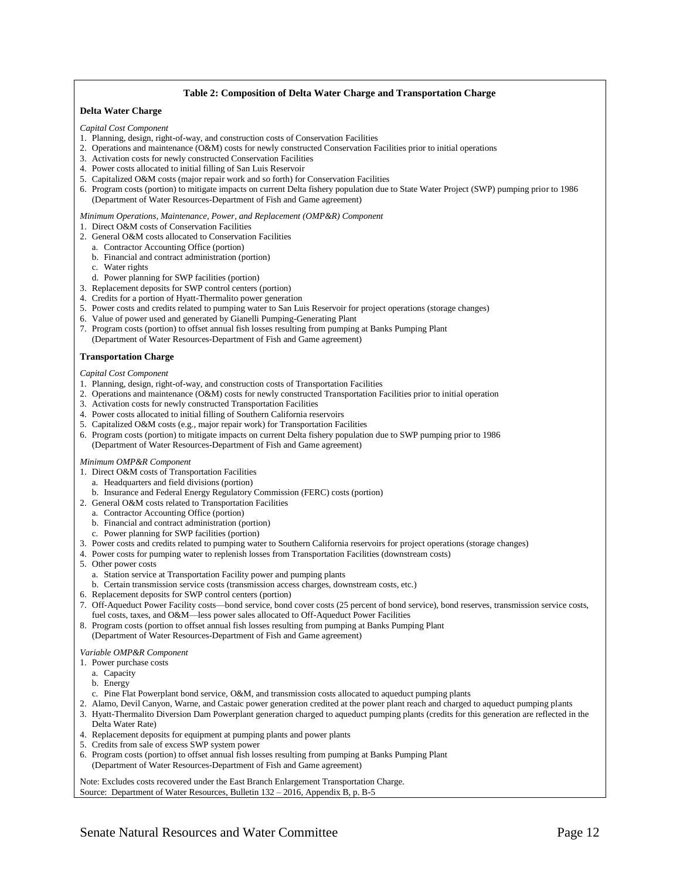**Table 2: Composition of Delta Water Charge and Transportation Charge**

**Delta Water Charge**

*Capital Cost Component*

1. Planning, design, right-of-way, and construction costs of Conservation Facilities
2. Operations and maintenance (O&M) costs for newly constructed Conservation Facilities prior to initial operations
3. Activation costs for newly constructed Conservation Facilities
4. Power costs allocated to initial filling of San Luis Reservoir
5. Capitalized O&M costs (major repair work and so forth) for Conservation Facilities
6. Program costs (portion) to mitigate impacts on current Delta fishery population due to State Water Project (SWP) pumping prior to 1986 (Department of Water Resources-Department of Fish and Game agreement)

*Minimum Operations, Maintenance, Power, and Replacement (OMP&R) Component*

1. Direct O&M costs of Conservation Facilities
2. General O&M costs allocated to Conservation Facilities
   a. Contractor Accounting Office (portion)
   b. Financial and contract administration (portion)
   c. Water rights
   d. Power planning for SWP facilities (portion)
3. Replacement deposits for SWP control centers (portion)
4. Credits for a portion of Hyatt-Thermalito power generation
5. Power costs and credits related to pumping water to San Luis Reservoir for project operations (storage changes)
6. Value of power used and generated by Gianelli Pumping-Generating Plant
7. Program costs (portion) to offset annual fish losses resulting from pumping at Banks Pumping Plant (Department of Water Resources-Department of Fish and Game agreement)

**Transportation Charge**

*Capital Cost Component*

1. Planning, design, right-of-way, and construction costs of Transportation Facilities
2. Operations and maintenance (O&M) costs for newly constructed Transportation Facilities prior to initial operation
3. Activation costs for newly constructed Transportation Facilities
4. Power costs allocated to initial filling of Southern California reservoirs
5. Capitalized O&M costs (e.g., major repair work) for Transportation Facilities
6. Program costs (portion) to mitigate impacts on current Delta fishery population due to SWP pumping prior to 1986 (Department of Water Resources-Department of Fish and Game agreement)

*Minimum OMP&R Component*

1. Direct O&M costs of Transportation Facilities
   a. Headquarters and field divisions (portion)
   b. Insurance and Federal Energy Regulatory Commission (FERC) costs (portion)
2. General O&M costs related to Transportation Facilities
   a. Contractor Accounting Office (portion)
   b. Financial and contract administration (portion)
   c. Power planning for SWP facilities (portion)
3. Power costs and credits related to pumping water to Southern California reservoirs for project operations (storage changes)
4. Power costs for pumping water to replenish losses from Transportation Facilities (downstream costs)
5. Other power costs
   a. Station service at Transportation Facility power and pumping plants
   b. Certain transmission service costs (transmission access charges, downstream costs, etc.)
6. Replacement deposits for SWP control centers (portion)
7. Off-Aqueduct Power Facility costs—bond service, bond cover costs (25 percent of bond service), bond reserves, transmission service costs, fuel costs, taxes, and O&M—less power sales allocated to Off-Aqueduct Power Facilities
8. Program costs (portion to offset annual fish losses resulting from pumping at Banks Pumping Plant (Department of Water Resources-Department of Fish and Game agreement)

*Variable OMP&R Component*

1. Power purchase costs
   a. Capacity
   b. Energy
   c. Pine Flat Powerplant bond service, O&M, and transmission costs allocated to aqueduct pumping plants
2. Alamo, Devil Canyon, Warne, and Castaic power generation credited at the power plant reach and charged to aqueduct pumping plants
3. Hyatt-Thermalito Diversion Dam Powerplant generation charged to aqueduct pumping plants (credits for this generation are reflected in the Delta Water Rate)
4. Replacement deposits for equipment at pumping plants and power plants
5. Credits from sale of excess SWP system power
6. Program costs (portion) to offset annual fish losses resulting from pumping at Banks Pumping Plant (Department of Water Resources-Department of Fish and Game agreement)

Note: Excludes costs recovered under the East Branch Enlargement Transportation Charge.
Source: Department of Water Resources, Bulletin 132 – 2016, Appendix B, p. B-5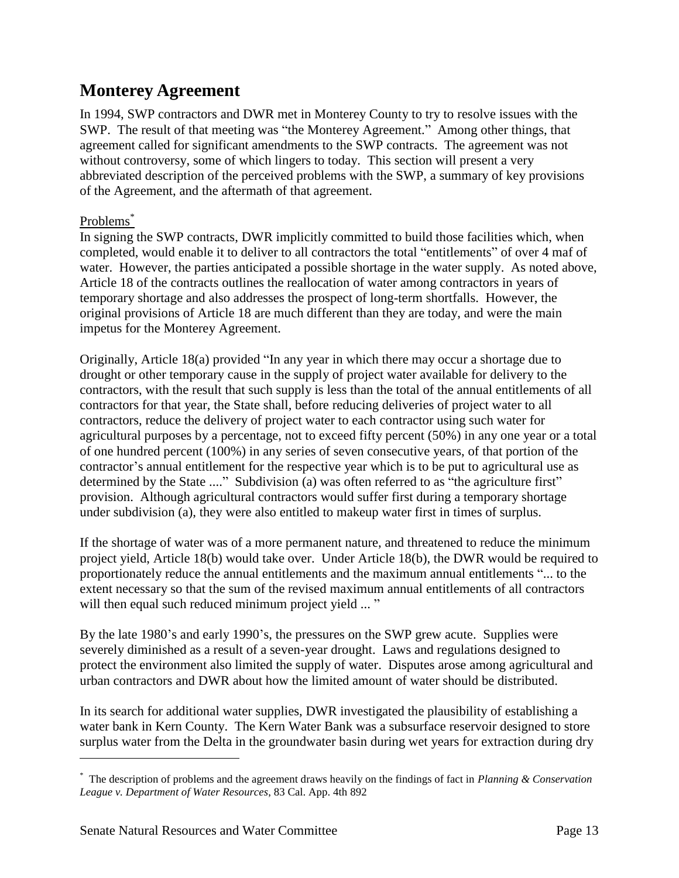## Monterey Agreement

In 1994, SWP contractors and DWR met in Monterey County to try to resolve issues with the SWP. The result of that meeting was "the Monterey Agreement." Among other things, that agreement called for significant amendments to the SWP contracts. The agreement was not without controversy, some of which lingers to today. This section will present a very abbreviated description of the perceived problems with the SWP, a summary of key provisions of the Agreement, and the aftermath of that agreement.

Problems*

In signing the SWP contracts, DWR implicitly committed to build those facilities which, when completed, would enable it to deliver to all contractors the total "entitlements" of over 4 maf of water. However, the parties anticipated a possible shortage in the water supply. As noted above, Article 18 of the contracts outlines the reallocation of water among contractors in years of temporary shortage and also addresses the prospect of long-term shortfalls. However, the original provisions of Article 18 are much different than they are today, and were the main impetus for the Monterey Agreement.

Originally, Article 18(a) provided "In any year in which there may occur a shortage due to drought or other temporary cause in the supply of project water available for delivery to the contractors, with the result that such supply is less than the total of the annual entitlements of all contractors for that year, the State shall, before reducing deliveries of project water to all contractors, reduce the delivery of project water to each contractor using such water for agricultural purposes by a percentage, not to exceed fifty percent (50%) in any one year or a total of one hundred percent (100%) in any series of seven consecutive years, of that portion of the contractor's annual entitlement for the respective year which is to be put to agricultural use as determined by the State ...." Subdivision (a) was often referred to as "the agriculture first" provision. Although agricultural contractors would suffer first during a temporary shortage under subdivision (a), they were also entitled to makeup water first in times of surplus.

If the shortage of water was of a more permanent nature, and threatened to reduce the minimum project yield, Article 18(b) would take over. Under Article 18(b), the DWR would be required to proportionately reduce the annual entitlements and the maximum annual entitlements "... to the extent necessary so that the sum of the revised maximum annual entitlements of all contractors will then equal such reduced minimum project yield ... "

By the late 1980's and early 1990's, the pressures on the SWP grew acute. Supplies were severely diminished as a result of a seven-year drought. Laws and regulations designed to protect the environment also limited the supply of water. Disputes arose among agricultural and urban contractors and DWR about how the limited amount of water should be distributed.

In its search for additional water supplies, DWR investigated the plausibility of establishing a water bank in Kern County. The Kern Water Bank was a subsurface reservoir designed to store surplus water from the Delta in the groundwater basin during wet years for extraction during dry

* The description of problems and the agreement draws heavily on the findings of fact in *Planning & Conservation League v. Department of Water Resources*, 83 Cal. App. 4th 892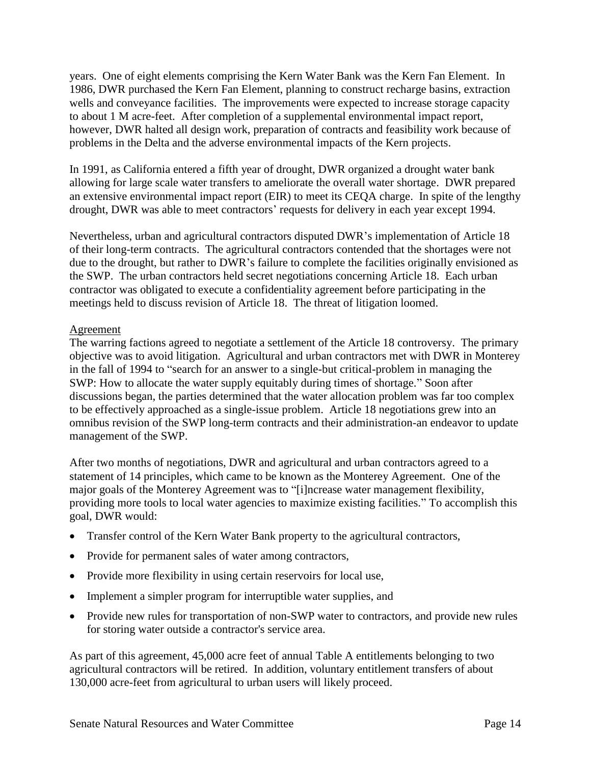years. One of eight elements comprising the Kern Water Bank was the Kern Fan Element. In 1986, DWR purchased the Kern Fan Element, planning to construct recharge basins, extraction wells and conveyance facilities. The improvements were expected to increase storage capacity to about 1 M acre-feet. After completion of a supplemental environmental impact report, however, DWR halted all design work, preparation of contracts and feasibility work because of problems in the Delta and the adverse environmental impacts of the Kern projects.

In 1991, as California entered a fifth year of drought, DWR organized a drought water bank allowing for large scale water transfers to ameliorate the overall water shortage. DWR prepared an extensive environmental impact report (EIR) to meet its CEQA charge. In spite of the lengthy drought, DWR was able to meet contractors' requests for delivery in each year except 1994.

Nevertheless, urban and agricultural contractors disputed DWR's implementation of Article 18 of their long-term contracts. The agricultural contractors contended that the shortages were not due to the drought, but rather to DWR's failure to complete the facilities originally envisioned as the SWP. The urban contractors held secret negotiations concerning Article 18. Each urban contractor was obligated to execute a confidentiality agreement before participating in the meetings held to discuss revision of Article 18. The threat of litigation loomed.

Agreement

The warring factions agreed to negotiate a settlement of the Article 18 controversy. The primary objective was to avoid litigation. Agricultural and urban contractors met with DWR in Monterey in the fall of 1994 to "search for an answer to a single-but critical-problem in managing the SWP: How to allocate the water supply equitably during times of shortage." Soon after discussions began, the parties determined that the water allocation problem was far too complex to be effectively approached as a single-issue problem. Article 18 negotiations grew into an omnibus revision of the SWP long-term contracts and their administration-an endeavor to update management of the SWP.

After two months of negotiations, DWR and agricultural and urban contractors agreed to a statement of 14 principles, which came to be known as the Monterey Agreement. One of the major goals of the Monterey Agreement was to "[i]ncrease water management flexibility, providing more tools to local water agencies to maximize existing facilities." To accomplish this goal, DWR would:

- Transfer control of the Kern Water Bank property to the agricultural contractors,
- Provide for permanent sales of water among contractors,
- Provide more flexibility in using certain reservoirs for local use,
- Implement a simpler program for interruptible water supplies, and
- Provide new rules for transportation of non-SWP water to contractors, and provide new rules for storing water outside a contractor's service area.

As part of this agreement, 45,000 acre feet of annual Table A entitlements belonging to two agricultural contractors will be retired. In addition, voluntary entitlement transfers of about 130,000 acre-feet from agricultural to urban users will likely proceed.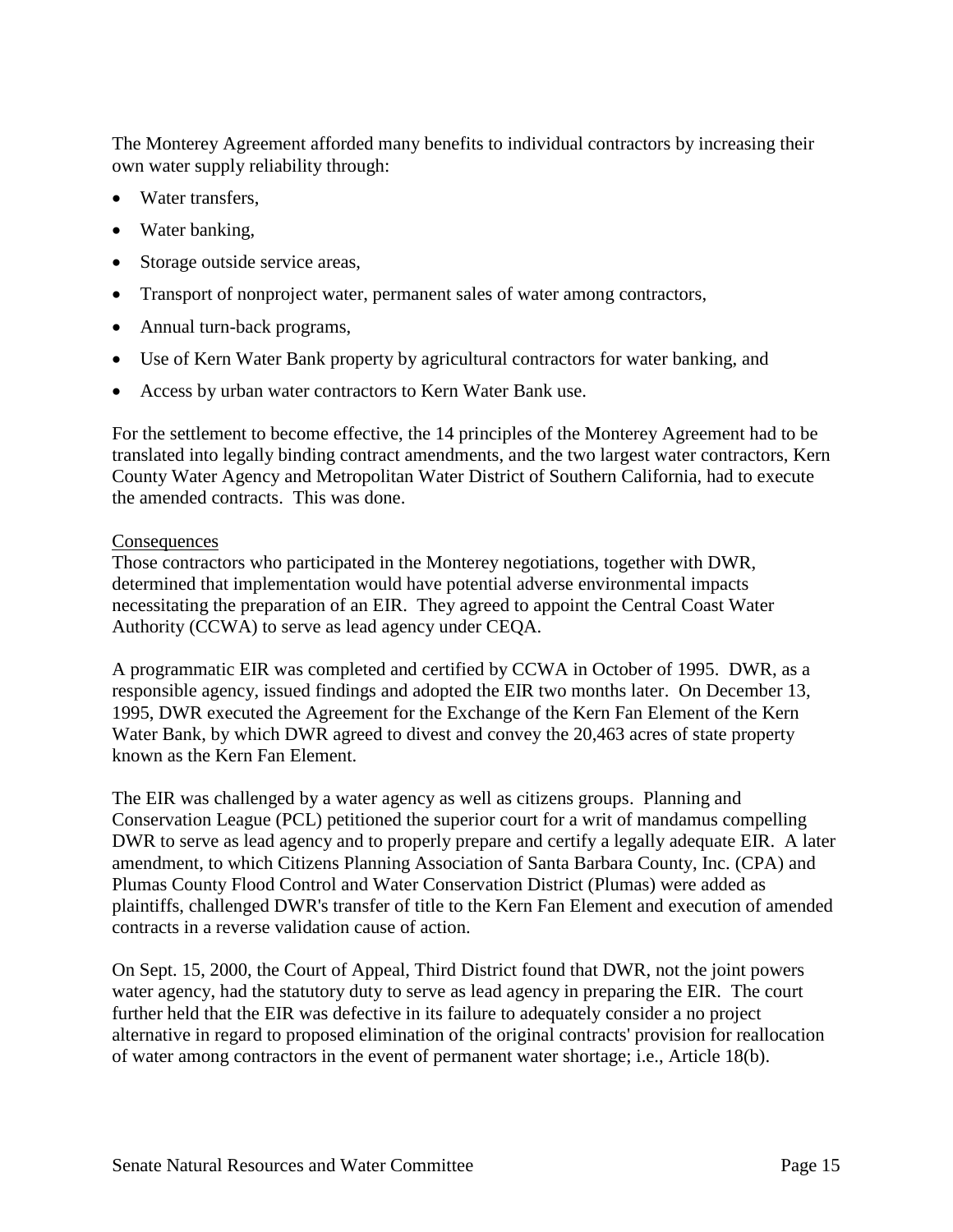The Monterey Agreement afforded many benefits to individual contractors by increasing their own water supply reliability through:

- Water transfers,
- Water banking,
- Storage outside service areas,
- Transport of nonproject water, permanent sales of water among contractors,
- Annual turn-back programs,
- Use of Kern Water Bank property by agricultural contractors for water banking, and
- Access by urban water contractors to Kern Water Bank use.

For the settlement to become effective, the 14 principles of the Monterey Agreement had to be translated into legally binding contract amendments, and the two largest water contractors, Kern County Water Agency and Metropolitan Water District of Southern California, had to execute the amended contracts. This was done.

<u>Consequences</u>

Those contractors who participated in the Monterey negotiations, together with DWR, determined that implementation would have potential adverse environmental impacts necessitating the preparation of an EIR. They agreed to appoint the Central Coast Water Authority (CCWA) to serve as lead agency under CEQA.

A programmatic EIR was completed and certified by CCWA in October of 1995. DWR, as a responsible agency, issued findings and adopted the EIR two months later. On December 13, 1995, DWR executed the Agreement for the Exchange of the Kern Fan Element of the Kern Water Bank, by which DWR agreed to divest and convey the 20,463 acres of state property known as the Kern Fan Element.

The EIR was challenged by a water agency as well as citizens groups. Planning and Conservation League (PCL) petitioned the superior court for a writ of mandamus compelling DWR to serve as lead agency and to properly prepare and certify a legally adequate EIR. A later amendment, to which Citizens Planning Association of Santa Barbara County, Inc. (CPA) and Plumas County Flood Control and Water Conservation District (Plumas) were added as plaintiffs, challenged DWR's transfer of title to the Kern Fan Element and execution of amended contracts in a reverse validation cause of action.

On Sept. 15, 2000, the Court of Appeal, Third District found that DWR, not the joint powers water agency, had the statutory duty to serve as lead agency in preparing the EIR. The court further held that the EIR was defective in its failure to adequately consider a no project alternative in regard to proposed elimination of the original contracts' provision for reallocation of water among contractors in the event of permanent water shortage; i.e., Article 18(b).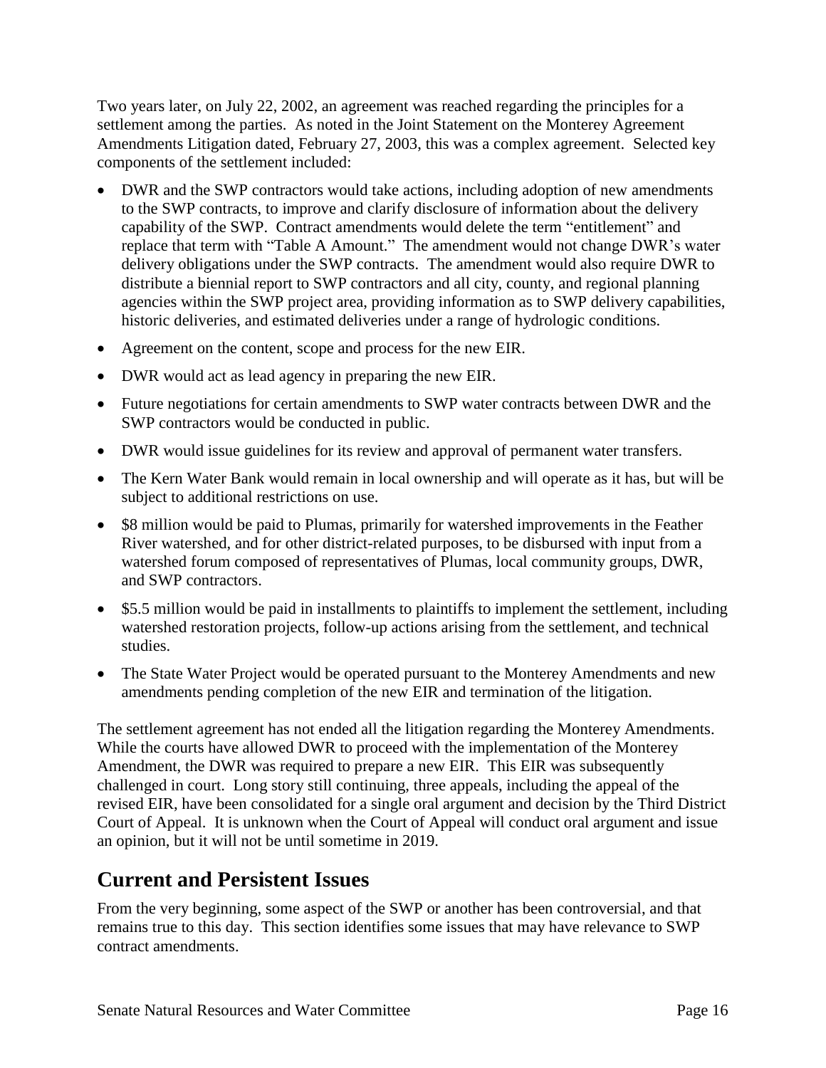Two years later, on July 22, 2002, an agreement was reached regarding the principles for a settlement among the parties. As noted in the Joint Statement on the Monterey Agreement Amendments Litigation dated, February 27, 2003, this was a complex agreement. Selected key components of the settlement included:

- DWR and the SWP contractors would take actions, including adoption of new amendments to the SWP contracts, to improve and clarify disclosure of information about the delivery capability of the SWP. Contract amendments would delete the term "entitlement" and replace that term with "Table A Amount." The amendment would not change DWR's water delivery obligations under the SWP contracts. The amendment would also require DWR to distribute a biennial report to SWP contractors and all city, county, and regional planning agencies within the SWP project area, providing information as to SWP delivery capabilities, historic deliveries, and estimated deliveries under a range of hydrologic conditions.
- Agreement on the content, scope and process for the new EIR.
- DWR would act as lead agency in preparing the new EIR.
- Future negotiations for certain amendments to SWP water contracts between DWR and the SWP contractors would be conducted in public.
- DWR would issue guidelines for its review and approval of permanent water transfers.
- The Kern Water Bank would remain in local ownership and will operate as it has, but will be subject to additional restrictions on use.
- $8 million would be paid to Plumas, primarily for watershed improvements in the Feather River watershed, and for other district-related purposes, to be disbursed with input from a watershed forum composed of representatives of Plumas, local community groups, DWR, and SWP contractors.
- $5.5 million would be paid in installments to plaintiffs to implement the settlement, including watershed restoration projects, follow-up actions arising from the settlement, and technical studies.
- The State Water Project would be operated pursuant to the Monterey Amendments and new amendments pending completion of the new EIR and termination of the litigation.

The settlement agreement has not ended all the litigation regarding the Monterey Amendments. While the courts have allowed DWR to proceed with the implementation of the Monterey Amendment, the DWR was required to prepare a new EIR. This EIR was subsequently challenged in court. Long story still continuing, three appeals, including the appeal of the revised EIR, have been consolidated for a single oral argument and decision by the Third District Court of Appeal. It is unknown when the Court of Appeal will conduct oral argument and issue an opinion, but it will not be until sometime in 2019.

## Current and Persistent Issues

From the very beginning, some aspect of the SWP or another has been controversial, and that remains true to this day. This section identifies some issues that may have relevance to SWP contract amendments.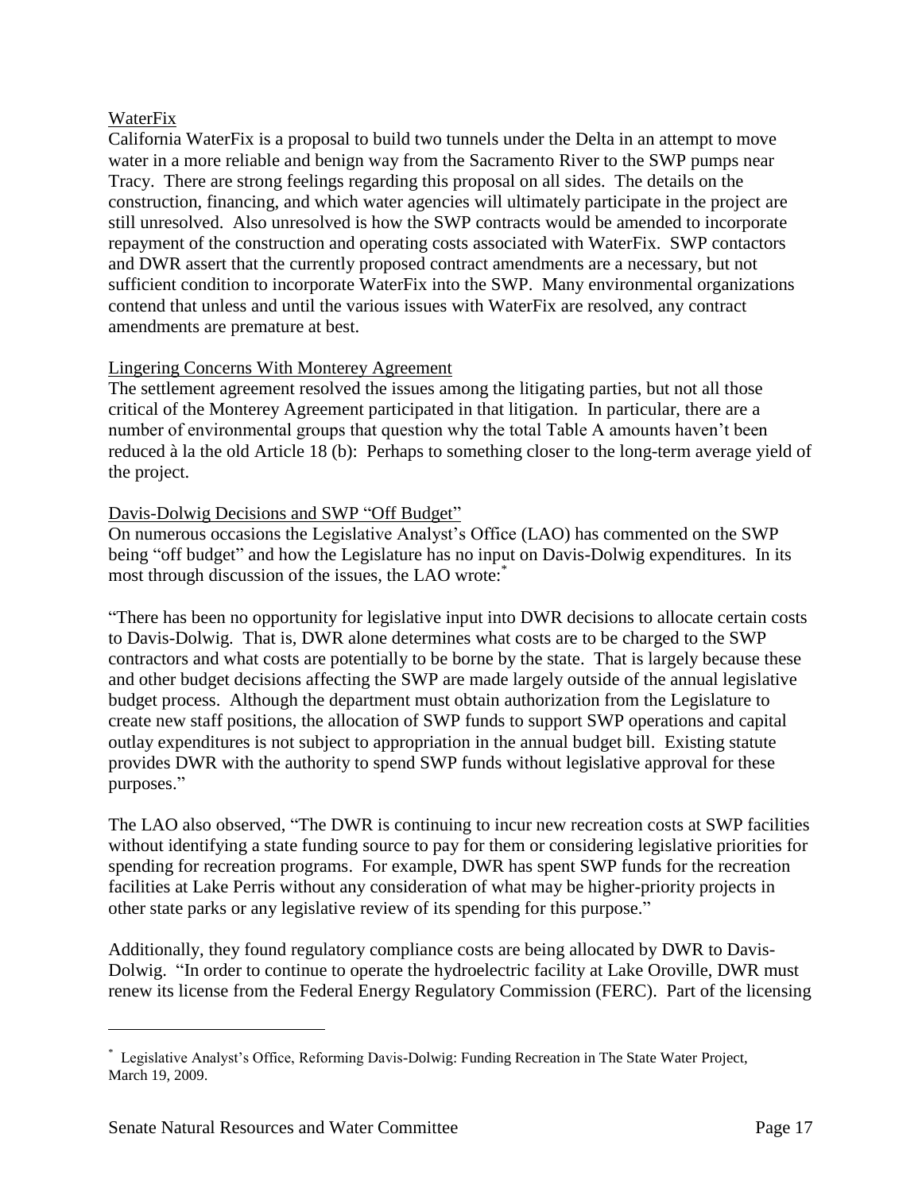WaterFix

California WaterFix is a proposal to build two tunnels under the Delta in an attempt to move water in a more reliable and benign way from the Sacramento River to the SWP pumps near Tracy. There are strong feelings regarding this proposal on all sides. The details on the construction, financing, and which water agencies will ultimately participate in the project are still unresolved. Also unresolved is how the SWP contracts would be amended to incorporate repayment of the construction and operating costs associated with WaterFix. SWP contactors and DWR assert that the currently proposed contract amendments are a necessary, but not sufficient condition to incorporate WaterFix into the SWP. Many environmental organizations contend that unless and until the various issues with WaterFix are resolved, any contract amendments are premature at best.

Lingering Concerns With Monterey Agreement

The settlement agreement resolved the issues among the litigating parties, but not all those critical of the Monterey Agreement participated in that litigation. In particular, there are a number of environmental groups that question why the total Table A amounts haven't been reduced à la the old Article 18 (b): Perhaps to something closer to the long-term average yield of the project.

Davis-Dolwig Decisions and SWP "Off Budget"

On numerous occasions the Legislative Analyst's Office (LAO) has commented on the SWP being "off budget" and how the Legislature has no input on Davis-Dolwig expenditures. In its most through discussion of the issues, the LAO wrote:[*]

"There has been no opportunity for legislative input into DWR decisions to allocate certain costs to Davis-Dolwig. That is, DWR alone determines what costs are to be charged to the SWP contractors and what costs are potentially to be borne by the state. That is largely because these and other budget decisions affecting the SWP are made largely outside of the annual legislative budget process. Although the department must obtain authorization from the Legislature to create new staff positions, the allocation of SWP funds to support SWP operations and capital outlay expenditures is not subject to appropriation in the annual budget bill. Existing statute provides DWR with the authority to spend SWP funds without legislative approval for these purposes."

The LAO also observed, "The DWR is continuing to incur new recreation costs at SWP facilities without identifying a state funding source to pay for them or considering legislative priorities for spending for recreation programs. For example, DWR has spent SWP funds for the recreation facilities at Lake Perris without any consideration of what may be higher-priority projects in other state parks or any legislative review of its spending for this purpose."

Additionally, they found regulatory compliance costs are being allocated by DWR to Davis-Dolwig. "In order to continue to operate the hydroelectric facility at Lake Oroville, DWR must renew its license from the Federal Energy Regulatory Commission (FERC). Part of the licensing

[*] Legislative Analyst's Office, Reforming Davis-Dolwig: Funding Recreation in The State Water Project, March 19, 2009.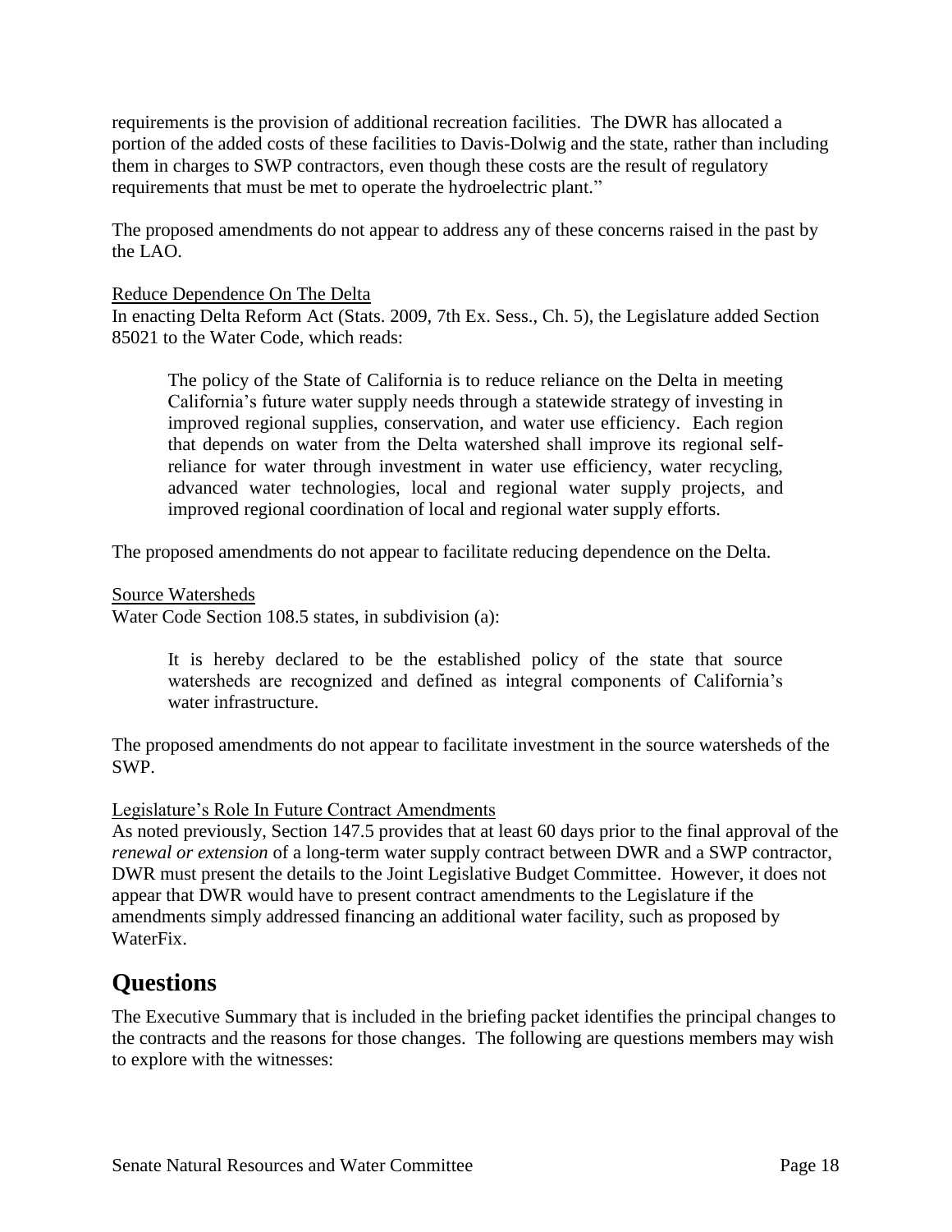requirements is the provision of additional recreation facilities. The DWR has allocated a portion of the added costs of these facilities to Davis-Dolwig and the state, rather than including them in charges to SWP contractors, even though these costs are the result of regulatory requirements that must be met to operate the hydroelectric plant."

The proposed amendments do not appear to address any of these concerns raised in the past by the LAO.

Reduce Dependence On The Delta

In enacting Delta Reform Act (Stats. 2009, 7th Ex. Sess., Ch. 5), the Legislature added Section 85021 to the Water Code, which reads:

> The policy of the State of California is to reduce reliance on the Delta in meeting California's future water supply needs through a statewide strategy of investing in improved regional supplies, conservation, and water use efficiency. Each region that depends on water from the Delta watershed shall improve its regional self-reliance for water through investment in water use efficiency, water recycling, advanced water technologies, local and regional water supply projects, and improved regional coordination of local and regional water supply efforts.

The proposed amendments do not appear to facilitate reducing dependence on the Delta.

Source Watersheds

Water Code Section 108.5 states, in subdivision (a):

> It is hereby declared to be the established policy of the state that source watersheds are recognized and defined as integral components of California's water infrastructure.

The proposed amendments do not appear to facilitate investment in the source watersheds of the SWP.

Legislature's Role In Future Contract Amendments

As noted previously, Section 147.5 provides that at least 60 days prior to the final approval of the *renewal or extension* of a long-term water supply contract between DWR and a SWP contractor, DWR must present the details to the Joint Legislative Budget Committee. However, it does not appear that DWR would have to present contract amendments to the Legislature if the amendments simply addressed financing an additional water facility, such as proposed by WaterFix.

# Questions

The Executive Summary that is included in the briefing packet identifies the principal changes to the contracts and the reasons for those changes. The following are questions members may wish to explore with the witnesses: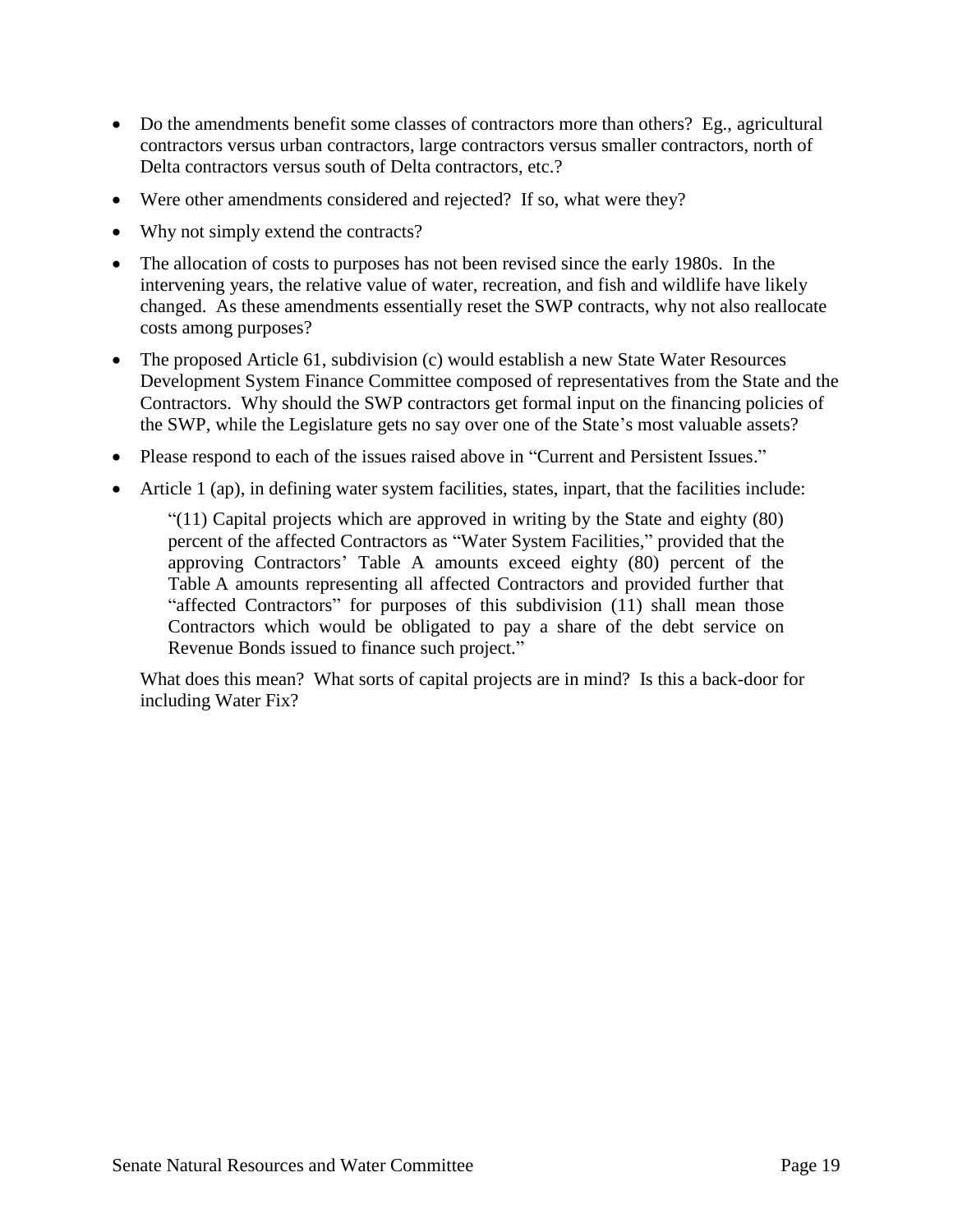- Do the amendments benefit some classes of contractors more than others? Eg., agricultural contractors versus urban contractors, large contractors versus smaller contractors, north of Delta contractors versus south of Delta contractors, etc.?
- Were other amendments considered and rejected? If so, what were they?
- Why not simply extend the contracts?
- The allocation of costs to purposes has not been revised since the early 1980s. In the intervening years, the relative value of water, recreation, and fish and wildlife have likely changed. As these amendments essentially reset the SWP contracts, why not also reallocate costs among purposes?
- The proposed Article 61, subdivision (c) would establish a new State Water Resources Development System Finance Committee composed of representatives from the State and the Contractors. Why should the SWP contractors get formal input on the financing policies of the SWP, while the Legislature gets no say over one of the State's most valuable assets?
- Please respond to each of the issues raised above in "Current and Persistent Issues."
- Article 1 (ap), in defining water system facilities, states, inpart, that the facilities include:

  > "(11) Capital projects which are approved in writing by the State and eighty (80) percent of the affected Contractors as "Water System Facilities," provided that the approving Contractors' Table A amounts exceed eighty (80) percent of the Table A amounts representing all affected Contractors and provided further that "affected Contractors" for purposes of this subdivision (11) shall mean those Contractors which would be obligated to pay a share of the debt service on Revenue Bonds issued to finance such project."

  What does this mean? What sorts of capital projects are in mind? Is this a back-door for including Water Fix?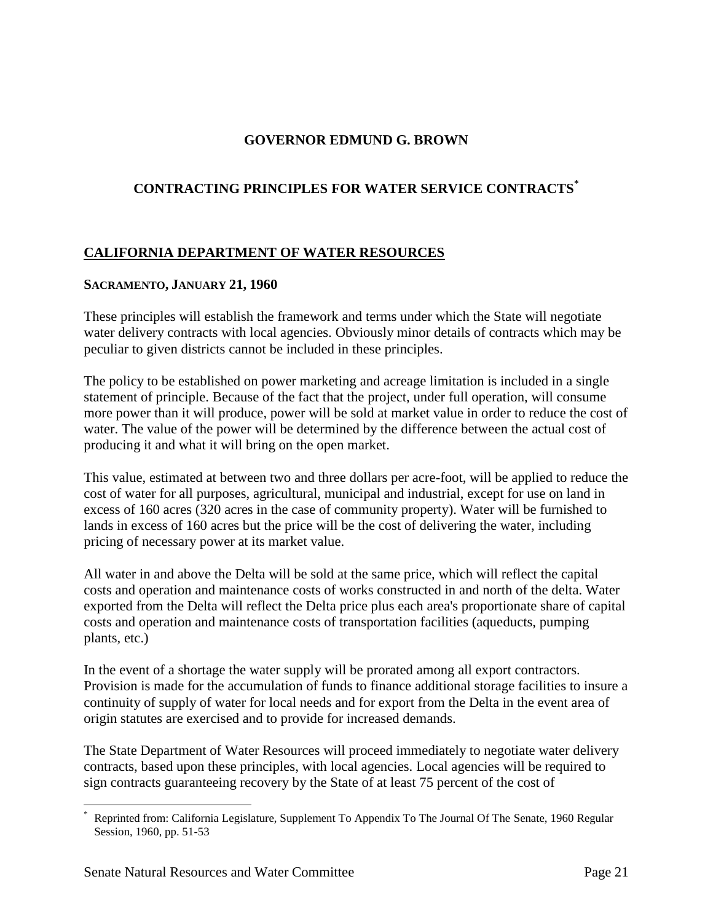# GOVERNOR EDMUND G. BROWN

## CONTRACTING PRINCIPLES FOR WATER SERVICE CONTRACTS*

### CALIFORNIA DEPARTMENT OF WATER RESOURCES

**SACRAMENTO, JANUARY 21, 1960**

These principles will establish the framework and terms under which the State will negotiate water delivery contracts with local agencies. Obviously minor details of contracts which may be peculiar to given districts cannot be included in these principles.

The policy to be established on power marketing and acreage limitation is included in a single statement of principle. Because of the fact that the project, under full operation, will consume more power than it will produce, power will be sold at market value in order to reduce the cost of water. The value of the power will be determined by the difference between the actual cost of producing it and what it will bring on the open market.

This value, estimated at between two and three dollars per acre-foot, will be applied to reduce the cost of water for all purposes, agricultural, municipal and industrial, except for use on land in excess of 160 acres (320 acres in the case of community property). Water will be furnished to lands in excess of 160 acres but the price will be the cost of delivering the water, including pricing of necessary power at its market value.

All water in and above the Delta will be sold at the same price, which will reflect the capital costs and operation and maintenance costs of works constructed in and north of the delta. Water exported from the Delta will reflect the Delta price plus each area's proportionate share of capital costs and operation and maintenance costs of transportation facilities (aqueducts, pumping plants, etc.)

In the event of a shortage the water supply will be prorated among all export contractors. Provision is made for the accumulation of funds to finance additional storage facilities to insure a continuity of supply of water for local needs and for export from the Delta in the event area of origin statutes are exercised and to provide for increased demands.

The State Department of Water Resources will proceed immediately to negotiate water delivery contracts, based upon these principles, with local agencies. Local agencies will be required to sign contracts guaranteeing recovery by the State of at least 75 percent of the cost of

---

* Reprinted from: California Legislature, Supplement To Appendix To The Journal Of The Senate, 1960 Regular Session, 1960, pp. 51-53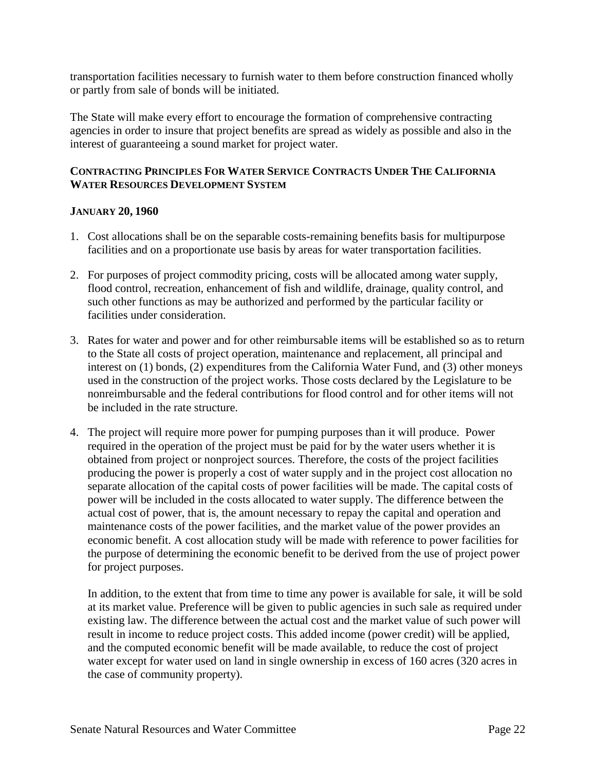transportation facilities necessary to furnish water to them before construction financed wholly or partly from sale of bonds will be initiated.

The State will make every effort to encourage the formation of comprehensive contracting agencies in order to insure that project benefits are spread as widely as possible and also in the interest of guaranteeing a sound market for project water.

**CONTRACTING PRINCIPLES FOR WATER SERVICE CONTRACTS UNDER THE CALIFORNIA WATER RESOURCES DEVELOPMENT SYSTEM**

**JANUARY 20, 1960**

1. Cost allocations shall be on the separable costs-remaining benefits basis for multipurpose facilities and on a proportionate use basis by areas for water transportation facilities.

2. For purposes of project commodity pricing, costs will be allocated among water supply, flood control, recreation, enhancement of fish and wildlife, drainage, quality control, and such other functions as may be authorized and performed by the particular facility or facilities under consideration.

3. Rates for water and power and for other reimbursable items will be established so as to return to the State all costs of project operation, maintenance and replacement, all principal and interest on (1) bonds, (2) expenditures from the California Water Fund, and (3) other moneys used in the construction of the project works. Those costs declared by the Legislature to be nonreimbursable and the federal contributions for flood control and for other items will not be included in the rate structure.

4. The project will require more power for pumping purposes than it will produce. Power required in the operation of the project must be paid for by the water users whether it is obtained from project or nonproject sources. Therefore, the costs of the project facilities producing the power is properly a cost of water supply and in the project cost allocation no separate allocation of the capital costs of power facilities will be made. The capital costs of power will be included in the costs allocated to water supply. The difference between the actual cost of power, that is, the amount necessary to repay the capital and operation and maintenance costs of the power facilities, and the market value of the power provides an economic benefit. A cost allocation study will be made with reference to power facilities for the purpose of determining the economic benefit to be derived from the use of project power for project purposes.

   In addition, to the extent that from time to time any power is available for sale, it will be sold at its market value. Preference will be given to public agencies in such sale as required under existing law. The difference between the actual cost and the market value of such power will result in income to reduce project costs. This added income (power credit) will be applied, and the computed economic benefit will be made available, to reduce the cost of project water except for water used on land in single ownership in excess of 160 acres (320 acres in the case of community property).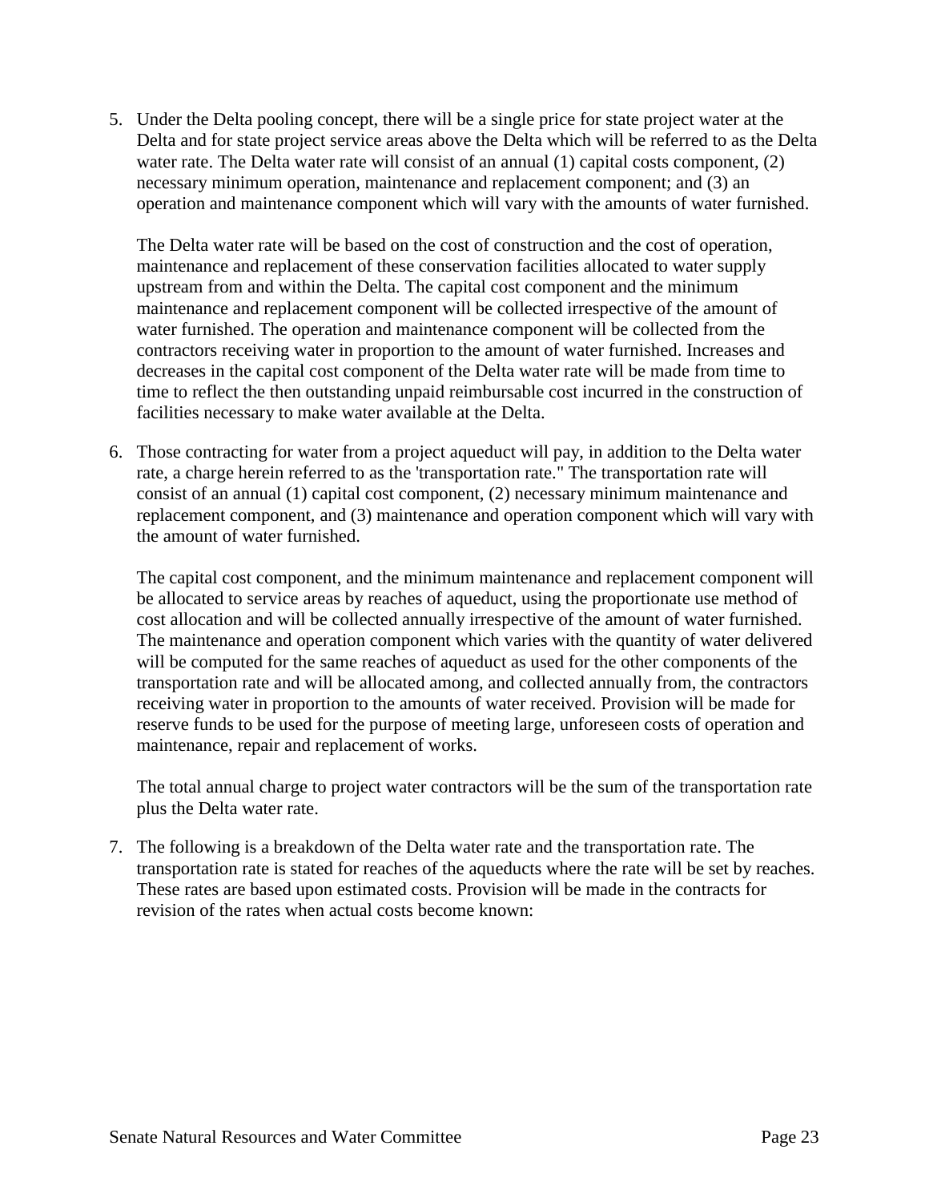5. Under the Delta pooling concept, there will be a single price for state project water at the Delta and for state project service areas above the Delta which will be referred to as the Delta water rate. The Delta water rate will consist of an annual (1) capital costs component, (2) necessary minimum operation, maintenance and replacement component; and (3) an operation and maintenance component which will vary with the amounts of water furnished.

   The Delta water rate will be based on the cost of construction and the cost of operation, maintenance and replacement of these conservation facilities allocated to water supply upstream from and within the Delta. The capital cost component and the minimum maintenance and replacement component will be collected irrespective of the amount of water furnished. The operation and maintenance component will be collected from the contractors receiving water in proportion to the amount of water furnished. Increases and decreases in the capital cost component of the Delta water rate will be made from time to time to reflect the then outstanding unpaid reimbursable cost incurred in the construction of facilities necessary to make water available at the Delta.

6. Those contracting for water from a project aqueduct will pay, in addition to the Delta water rate, a charge herein referred to as the 'transportation rate." The transportation rate will consist of an annual (1) capital cost component, (2) necessary minimum maintenance and replacement component, and (3) maintenance and operation component which will vary with the amount of water furnished.

   The capital cost component, and the minimum maintenance and replacement component will be allocated to service areas by reaches of aqueduct, using the proportionate use method of cost allocation and will be collected annually irrespective of the amount of water furnished. The maintenance and operation component which varies with the quantity of water delivered will be computed for the same reaches of aqueduct as used for the other components of the transportation rate and will be allocated among, and collected annually from, the contractors receiving water in proportion to the amounts of water received. Provision will be made for reserve funds to be used for the purpose of meeting large, unforeseen costs of operation and maintenance, repair and replacement of works.

   The total annual charge to project water contractors will be the sum of the transportation rate plus the Delta water rate.

7. The following is a breakdown of the Delta water rate and the transportation rate. The transportation rate is stated for reaches of the aqueducts where the rate will be set by reaches. These rates are based upon estimated costs. Provision will be made in the contracts for revision of the rates when actual costs become known: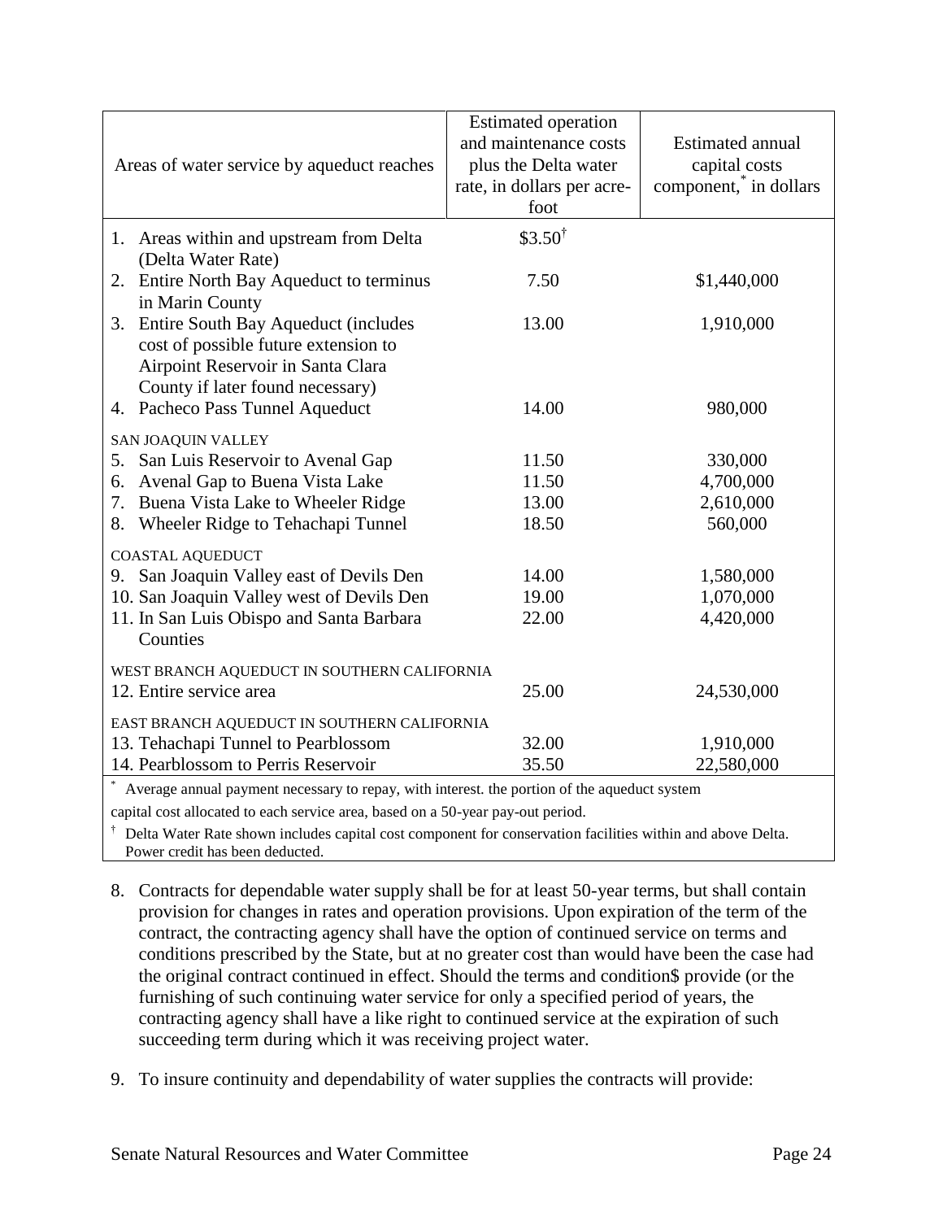| Areas of water service by aqueduct reaches | Estimated operation and maintenance costs plus the Delta water rate, in dollars per acre-foot | Estimated annual capital costs component,* in dollars |
|---|---|---|
| 1. Areas within and upstream from Delta (Delta Water Rate) | $3.50† | |
| 2. Entire North Bay Aqueduct to terminus in Marin County | 7.50 | $1,440,000 |
| 3. Entire South Bay Aqueduct (includes cost of possible future extension to Airpoint Reservoir in Santa Clara County if later found necessary) | 13.00 | 1,910,000 |
| 4. Pacheco Pass Tunnel Aqueduct | 14.00 | 980,000 |
| SAN JOAQUIN VALLEY | | |
| 5. San Luis Reservoir to Avenal Gap | 11.50 | 330,000 |
| 6. Avenal Gap to Buena Vista Lake | 11.50 | 4,700,000 |
| 7. Buena Vista Lake to Wheeler Ridge | 13.00 | 2,610,000 |
| 8. Wheeler Ridge to Tehachapi Tunnel | 18.50 | 560,000 |
| COASTAL AQUEDUCT | | |
| 9. San Joaquin Valley east of Devils Den | 14.00 | 1,580,000 |
| 10. San Joaquin Valley west of Devils Den | 19.00 | 1,070,000 |
| 11. In San Luis Obispo and Santa Barbara Counties | 22.00 | 4,420,000 |
| WEST BRANCH AQUEDUCT IN SOUTHERN CALIFORNIA | | |
| 12. Entire service area | 25.00 | 24,530,000 |
| EAST BRANCH AQUEDUCT IN SOUTHERN CALIFORNIA | | |
| 13. Tehachapi Tunnel to Pearblossom | 32.00 | 1,910,000 |
| 14. Pearblossom to Perris Reservoir | 35.50 | 22,580,000 |

\* Average annual payment necessary to repay, with interest. the portion of the aqueduct system capital cost allocated to each service area, based on a 50-year pay-out period.

† Delta Water Rate shown includes capital cost component for conservation facilities within and above Delta. Power credit has been deducted.

8. Contracts for dependable water supply shall be for at least 50-year terms, but shall contain provision for changes in rates and operation provisions. Upon expiration of the term of the contract, the contracting agency shall have the option of continued service on terms and conditions prescribed by the State, but at no greater cost than would have been the case had the original contract continued in effect. Should the terms and condition$ provide (or the furnishing of such continuing water service for only a specified period of years, the contracting agency shall have a like right to continued service at the expiration of such succeeding term during which it was receiving project water.

9. To insure continuity and dependability of water supplies the contracts will provide: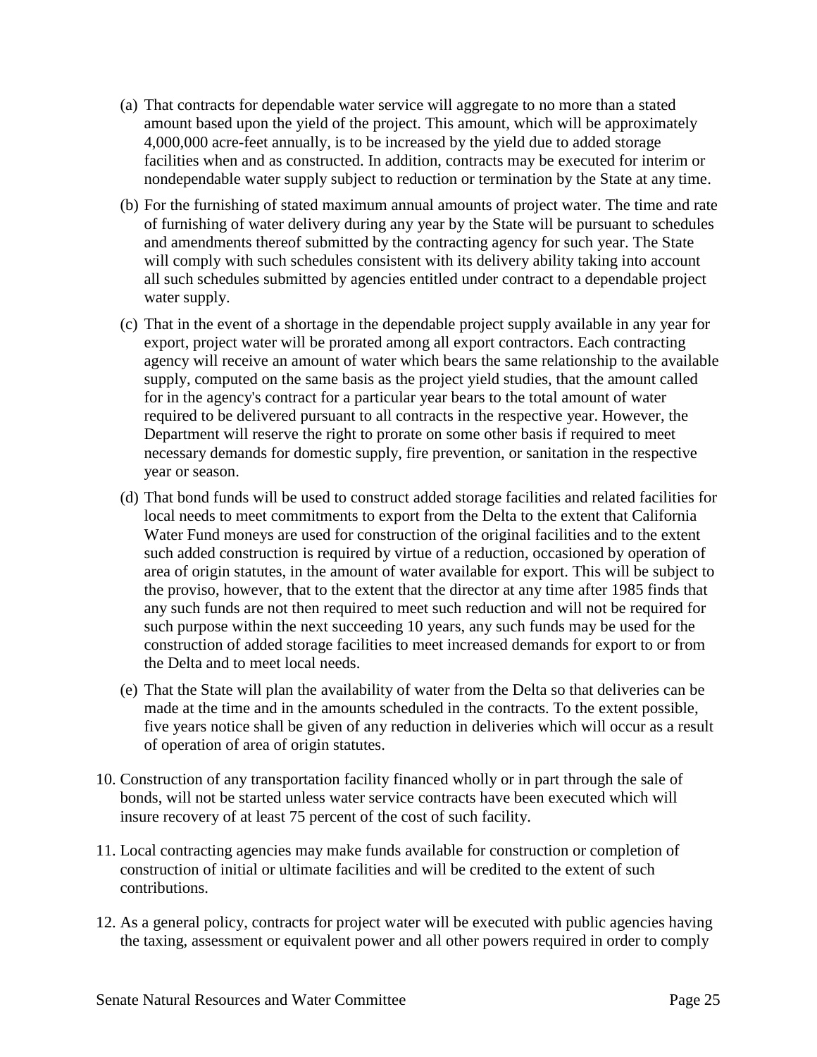(a) That contracts for dependable water service will aggregate to no more than a stated amount based upon the yield of the project. This amount, which will be approximately 4,000,000 acre-feet annually, is to be increased by the yield due to added storage facilities when and as constructed. In addition, contracts may be executed for interim or nondependable water supply subject to reduction or termination by the State at any time.

(b) For the furnishing of stated maximum annual amounts of project water. The time and rate of furnishing of water delivery during any year by the State will be pursuant to schedules and amendments thereof submitted by the contracting agency for such year. The State will comply with such schedules consistent with its delivery ability taking into account all such schedules submitted by agencies entitled under contract to a dependable project water supply.

(c) That in the event of a shortage in the dependable project supply available in any year for export, project water will be prorated among all export contractors. Each contracting agency will receive an amount of water which bears the same relationship to the available supply, computed on the same basis as the project yield studies, that the amount called for in the agency's contract for a particular year bears to the total amount of water required to be delivered pursuant to all contracts in the respective year. However, the Department will reserve the right to prorate on some other basis if required to meet necessary demands for domestic supply, fire prevention, or sanitation in the respective year or season.

(d) That bond funds will be used to construct added storage facilities and related facilities for local needs to meet commitments to export from the Delta to the extent that California Water Fund moneys are used for construction of the original facilities and to the extent such added construction is required by virtue of a reduction, occasioned by operation of area of origin statutes, in the amount of water available for export. This will be subject to the proviso, however, that to the extent that the director at any time after 1985 finds that any such funds are not then required to meet such reduction and will not be required for such purpose within the next succeeding 10 years, any such funds may be used for the construction of added storage facilities to meet increased demands for export to or from the Delta and to meet local needs.

(e) That the State will plan the availability of water from the Delta so that deliveries can be made at the time and in the amounts scheduled in the contracts. To the extent possible, five years notice shall be given of any reduction in deliveries which will occur as a result of operation of area of origin statutes.

10. Construction of any transportation facility financed wholly or in part through the sale of bonds, will not be started unless water service contracts have been executed which will insure recovery of at least 75 percent of the cost of such facility.

11. Local contracting agencies may make funds available for construction or completion of construction of initial or ultimate facilities and will be credited to the extent of such contributions.

12. As a general policy, contracts for project water will be executed with public agencies having the taxing, assessment or equivalent power and all other powers required in order to comply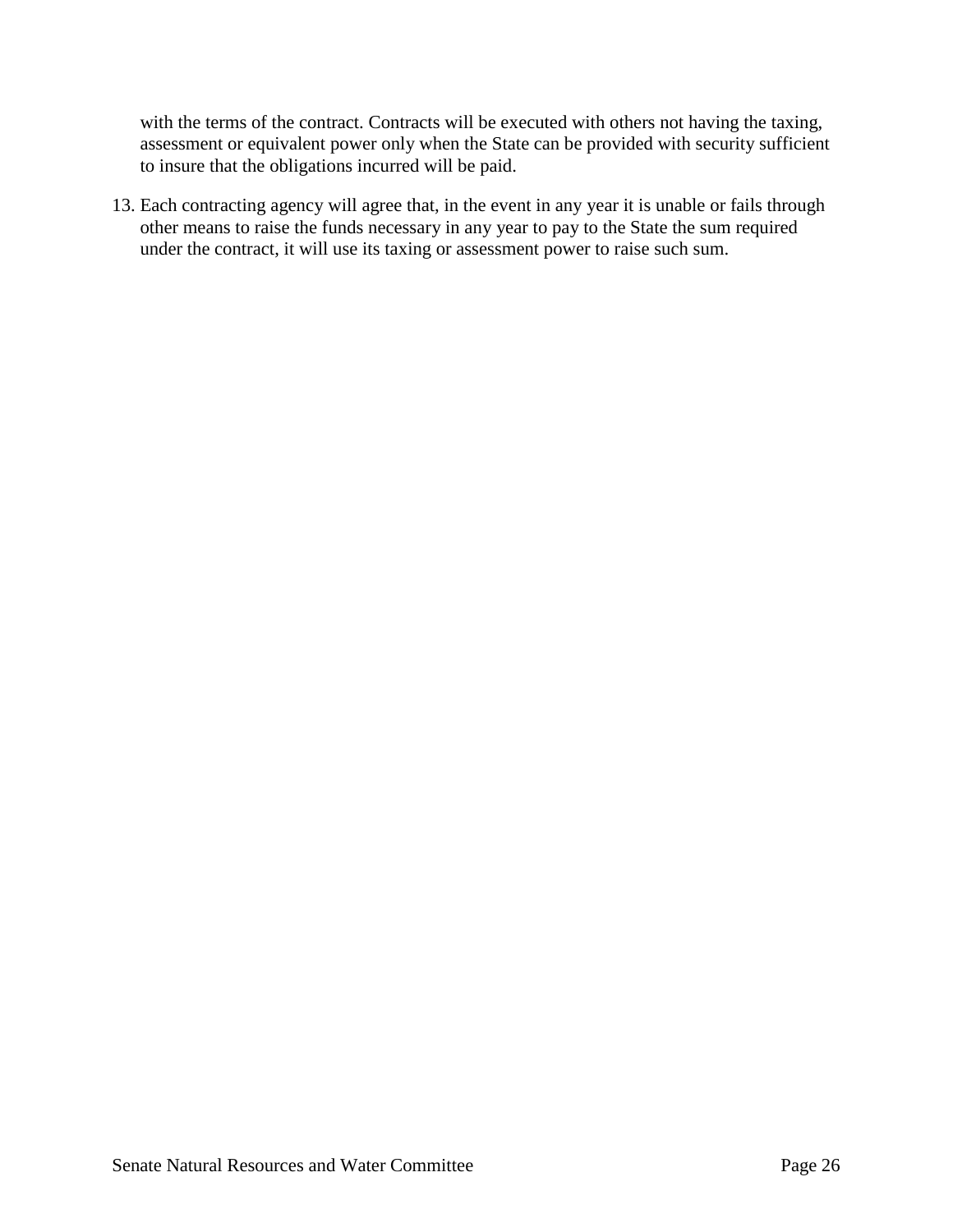with the terms of the contract. Contracts will be executed with others not having the taxing, assessment or equivalent power only when the State can be provided with security sufficient to insure that the obligations incurred will be paid.

13. Each contracting agency will agree that, in the event in any year it is unable or fails through other means to raise the funds necessary in any year to pay to the State the sum required under the contract, it will use its taxing or assessment power to raise such sum.